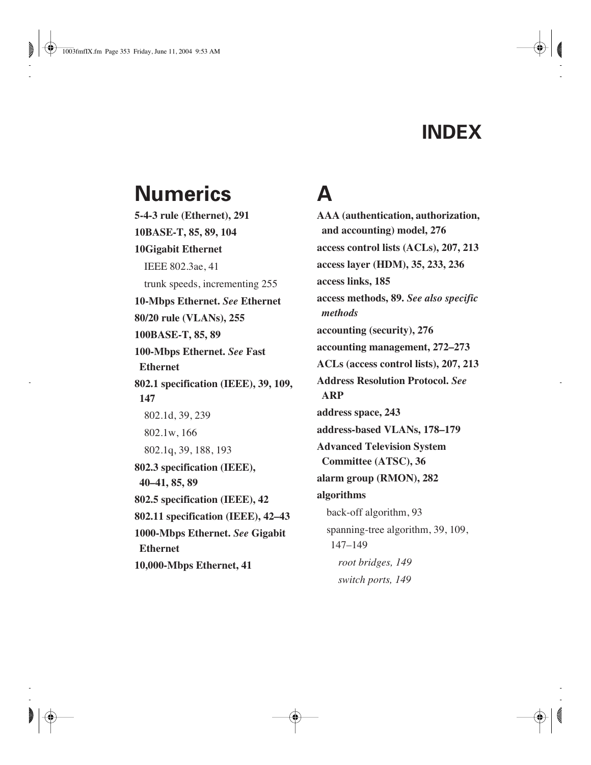# INDEX

## Numerics

**5-4-3 rule (Ethernet), 291**

**10BASE-T, 85, 89, 104**

**10Gigabit Ethernet**

- IEEE 802.3ae, 41
- trunk speeds, incrementing 255

**10-Mbps Ethernet.** ***See*** **Ethernet**

**80/20 rule (VLANs), 255**

**100BASE-T, 85, 89**

**100-Mbps Ethernet.** ***See*** **Fast Ethernet**

**802.1 specification (IEEE), 39, 109, 147**

- 802.1d, 39, 239
- 802.1w, 166
- 802.1q, 39, 188, 193

**802.3 specification (IEEE), 40–41, 85, 89**

**802.5 specification (IEEE), 42**

**802.11 specification (IEEE), 42–43**

**1000-Mbps Ethernet.** ***See*** **Gigabit Ethernet**

**10,000-Mbps Ethernet, 41**

## A

**AAA (authentication, authorization, and accounting) model, 276**

**access control lists (ACLs), 207, 213**

**access layer (HDM), 35, 233, 236**

**access links, 185**

**access methods, 89.** ***See also specific methods***

**accounting (security), 276**

**accounting management, 272–273**

**ACLs (access control lists), 207, 213**

**Address Resolution Protocol.** ***See*** **ARP**

**address space, 243**

**address-based VLANs, 178–179**

**Advanced Television System Committee (ATSC), 36**

**alarm group (RMON), 282**

**algorithms**

- back-off algorithm, 93
- spanning-tree algorithm, 39, 109, 147–149
  - *root bridges, 149*
  - *switch ports, 149*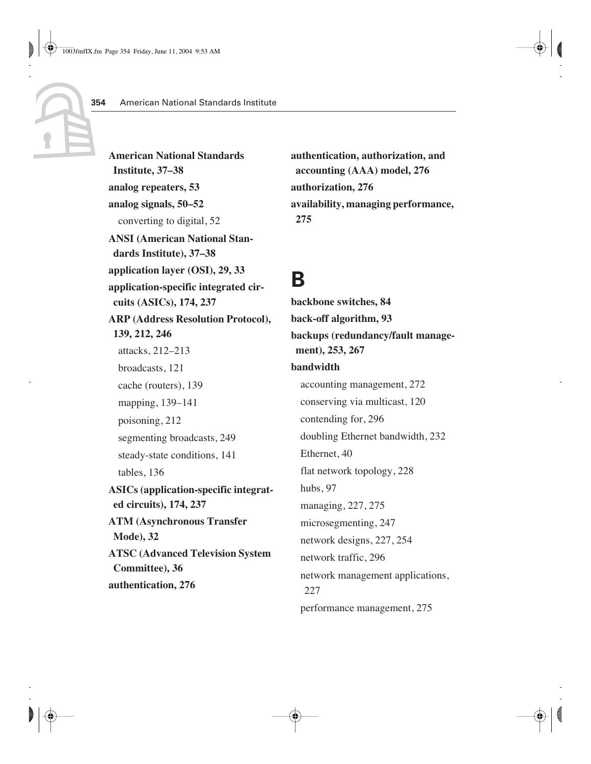**American National Standards Institute, 37–38**

**analog repeaters, 53**

**analog signals, 50–52**

- converting to digital, 52

**ANSI (American National Standards Institute), 37–38**

**application layer (OSI), 29, 33**

**application-specific integrated circuits (ASICs), 174, 237**

**ARP (Address Resolution Protocol), 139, 212, 246**

- attacks, 212–213
- broadcasts, 121
- cache (routers), 139
- mapping, 139–141
- poisoning, 212
- segmenting broadcasts, 249
- steady-state conditions, 141
- tables, 136

**ASICs (application-specific integrated circuits), 174, 237**

**ATM (Asynchronous Transfer Mode), 32**

**ATSC (Advanced Television System Committee), 36**

**authentication, 276**

**authentication, authorization, and accounting (AAA) model, 276**

**authorization, 276**

**availability, managing performance, 275**

# B

**backbone switches, 84**

**back-off algorithm, 93**

**backups (redundancy/fault management), 253, 267**

**bandwidth**

- accounting management, 272
- conserving via multicast, 120
- contending for, 296
- doubling Ethernet bandwidth, 232
- Ethernet, 40
- flat network topology, 228
- hubs, 97
- managing, 227, 275
- microsegmenting, 247
- network designs, 227, 254
- network traffic, 296
- network management applications, 227
- performance management, 275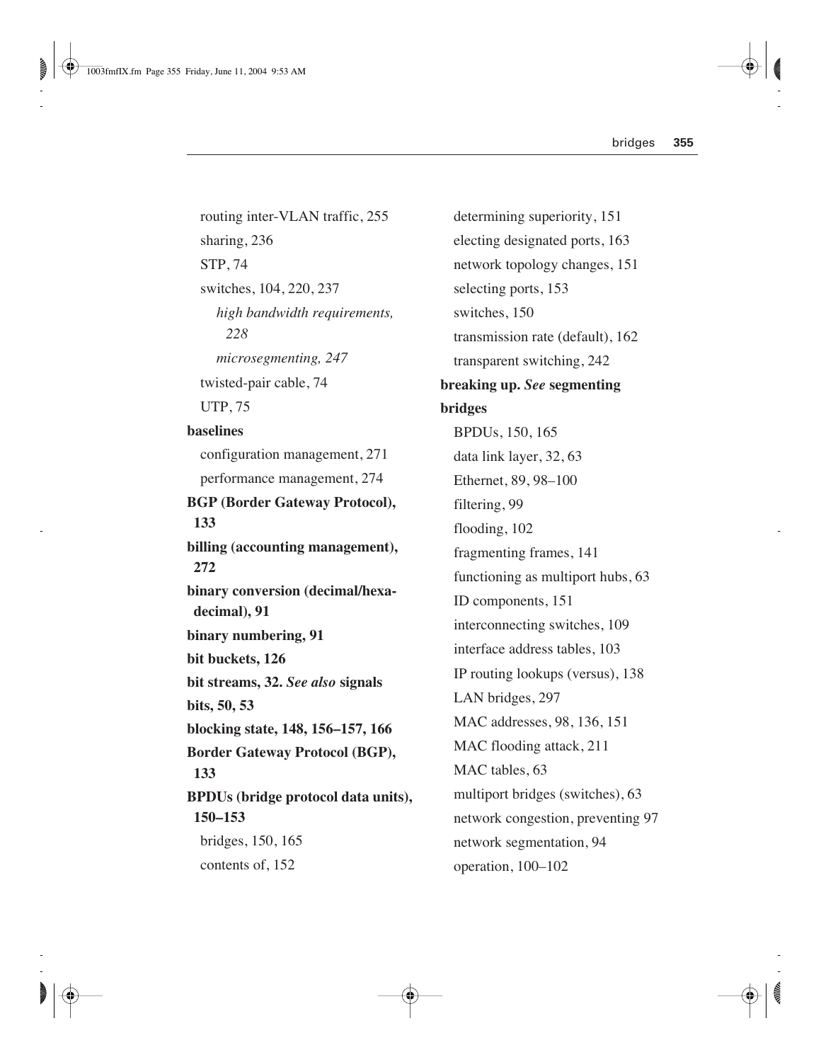routing inter-VLAN traffic, 255
sharing, 236
STP, 74
switches, 104, 220, 237
*high bandwidth requirements, 228*
*microsegmenting, 247*
twisted-pair cable, 74
UTP, 75

**baselines**
configuration management, 271
performance management, 274

**BGP (Border Gateway Protocol), 133**

**billing (accounting management), 272**

**binary conversion (decimal/hexadecimal), 91**

**binary numbering, 91**

**bit buckets, 126**

**bit streams, 32.** ***See also*** **signals**

**bits, 50, 53**

**blocking state, 148, 156–157, 166**

**Border Gateway Protocol (BGP), 133**

**BPDUs (bridge protocol data units), 150–153**
bridges, 150, 165
contents of, 152
determining superiority, 151
electing designated ports, 163
network topology changes, 151
selecting ports, 153
switches, 150
transmission rate (default), 162
transparent switching, 242

**breaking up.** ***See*** **segmenting**

**bridges**
BPDUs, 150, 165
data link layer, 32, 63
Ethernet, 89, 98–100
filtering, 99
flooding, 102
fragmenting frames, 141
functioning as multiport hubs, 63
ID components, 151
interconnecting switches, 109
interface address tables, 103
IP routing lookups (versus), 138
LAN bridges, 297
MAC addresses, 98, 136, 151
MAC flooding attack, 211
MAC tables, 63
multiport bridges (switches), 63
network congestion, preventing 97
network segmentation, 94
operation, 100–102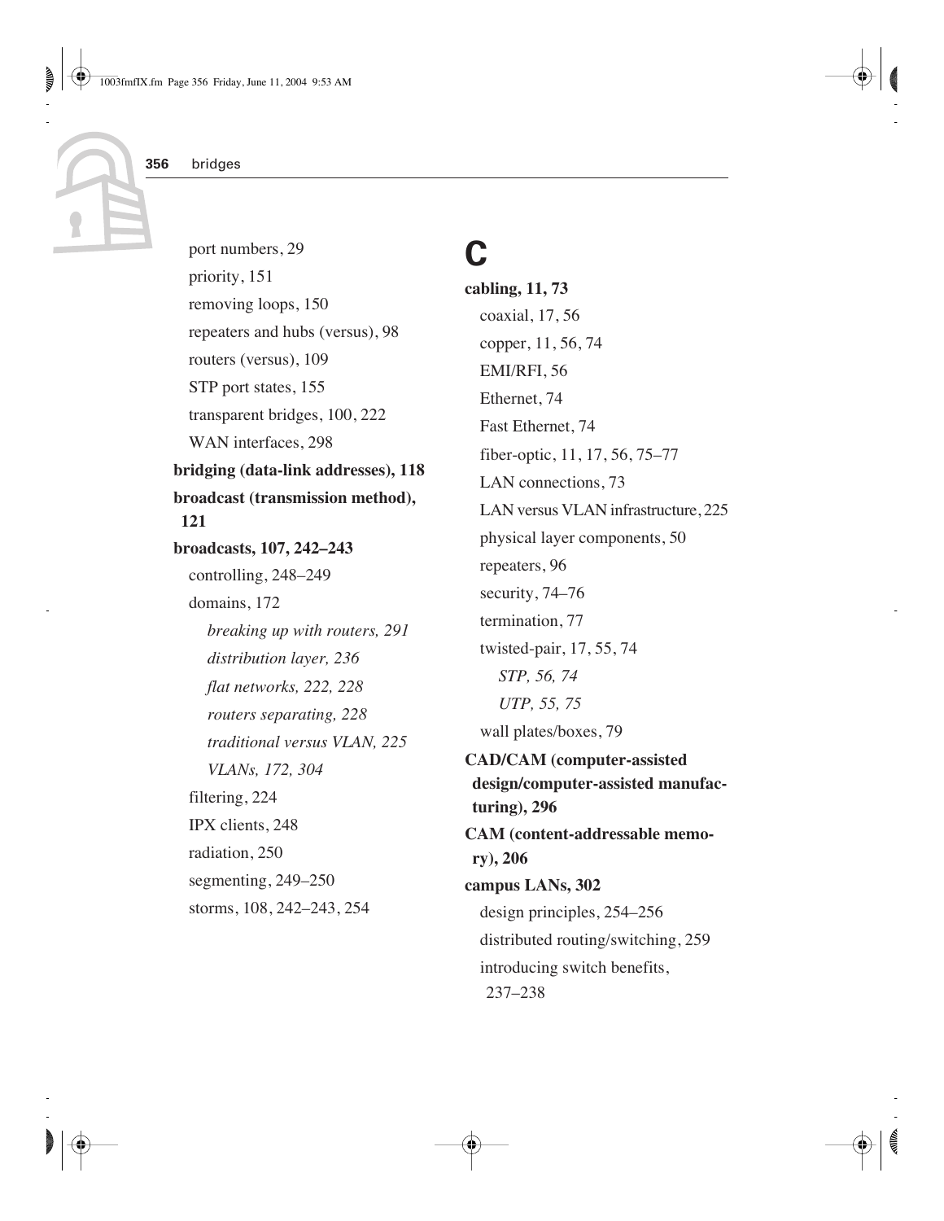port numbers, 29
priority, 151
removing loops, 150
repeaters and hubs (versus), 98
routers (versus), 109
STP port states, 155
transparent bridges, 100, 222
WAN interfaces, 298

**bridging (data-link addresses), 118**

**broadcast (transmission method), 121**

**broadcasts, 107, 242–243**

controlling, 248–249
domains, 172
*breaking up with routers, 291*
*distribution layer, 236*
*flat networks, 222, 228*
*routers separating, 228*
*traditional versus VLAN, 225*
*VLANs, 172, 304*
filtering, 224
IPX clients, 248
radiation, 250
segmenting, 249–250
storms, 108, 242–243, 254

# C

**cabling, 11, 73**

coaxial, 17, 56
copper, 11, 56, 74
EMI/RFI, 56
Ethernet, 74
Fast Ethernet, 74
fiber-optic, 11, 17, 56, 75–77
LAN connections, 73
LAN versus VLAN infrastructure, 225
physical layer components, 50
repeaters, 96
security, 74–76
termination, 77
twisted-pair, 17, 55, 74
*STP, 56, 74*
*UTP, 55, 75*
wall plates/boxes, 79

**CAD/CAM (computer-assisted design/computer-assisted manufacturing), 296**

**CAM (content-addressable memory), 206**

**campus LANs, 302**

design principles, 254–256
distributed routing/switching, 259
introducing switch benefits, 237–238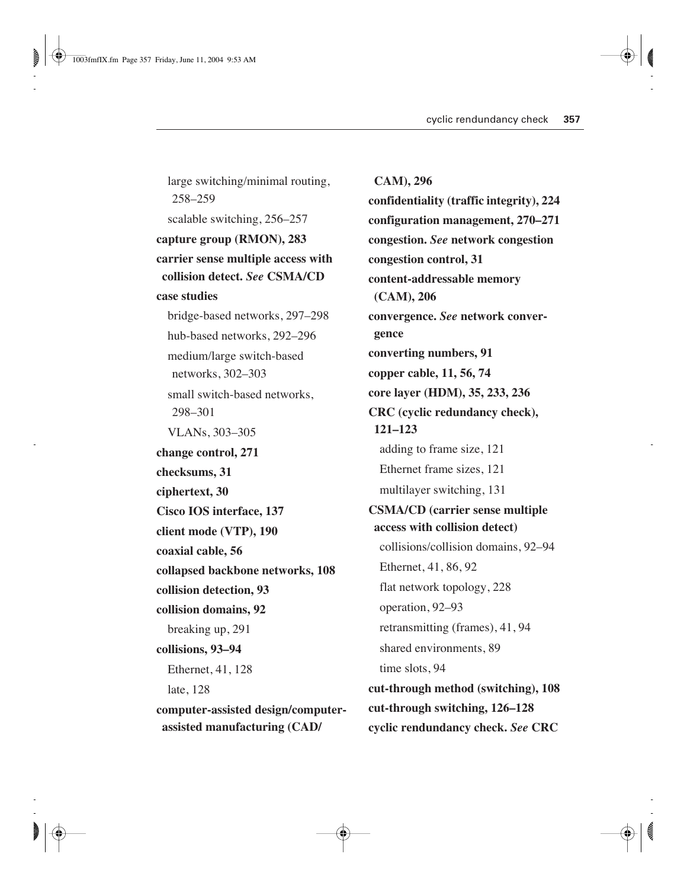large switching/minimal routing, 258–259

scalable switching, 256–257

**capture group (RMON), 283**

**carrier sense multiple access with collision detect.** ***See*** **CSMA/CD**

**case studies**

bridge-based networks, 297–298

hub-based networks, 292–296

medium/large switch-based networks, 302–303

small switch-based networks, 298–301

VLANs, 303–305

**change control, 271**

**checksums, 31**

**ciphertext, 30**

**Cisco IOS interface, 137**

**client mode (VTP), 190**

**coaxial cable, 56**

**collapsed backbone networks, 108**

**collision detection, 93**

**collision domains, 92**

breaking up, 291

**collisions, 93–94**

Ethernet, 41, 128

late, 128

**computer-assisted design/computer-assisted manufacturing (CAD/CAM), 296**

**confidentiality (traffic integrity), 224**

**configuration management, 270–271**

**congestion.** ***See*** **network congestion**

**congestion control, 31**

**content-addressable memory (CAM), 206**

**convergence.** ***See*** **network convergence**

**converting numbers, 91**

**copper cable, 11, 56, 74**

**core layer (HDM), 35, 233, 236**

**CRC (cyclic redundancy check), 121–123**

adding to frame size, 121

Ethernet frame sizes, 121

multilayer switching, 131

**CSMA/CD (carrier sense multiple access with collision detect)**

collisions/collision domains, 92–94

Ethernet, 41, 86, 92

flat network topology, 228

operation, 92–93

retransmitting (frames), 41, 94

shared environments, 89

time slots, 94

**cut-through method (switching), 108**

**cut-through switching, 126–128**

**cyclic rendundancy check.** ***See*** **CRC**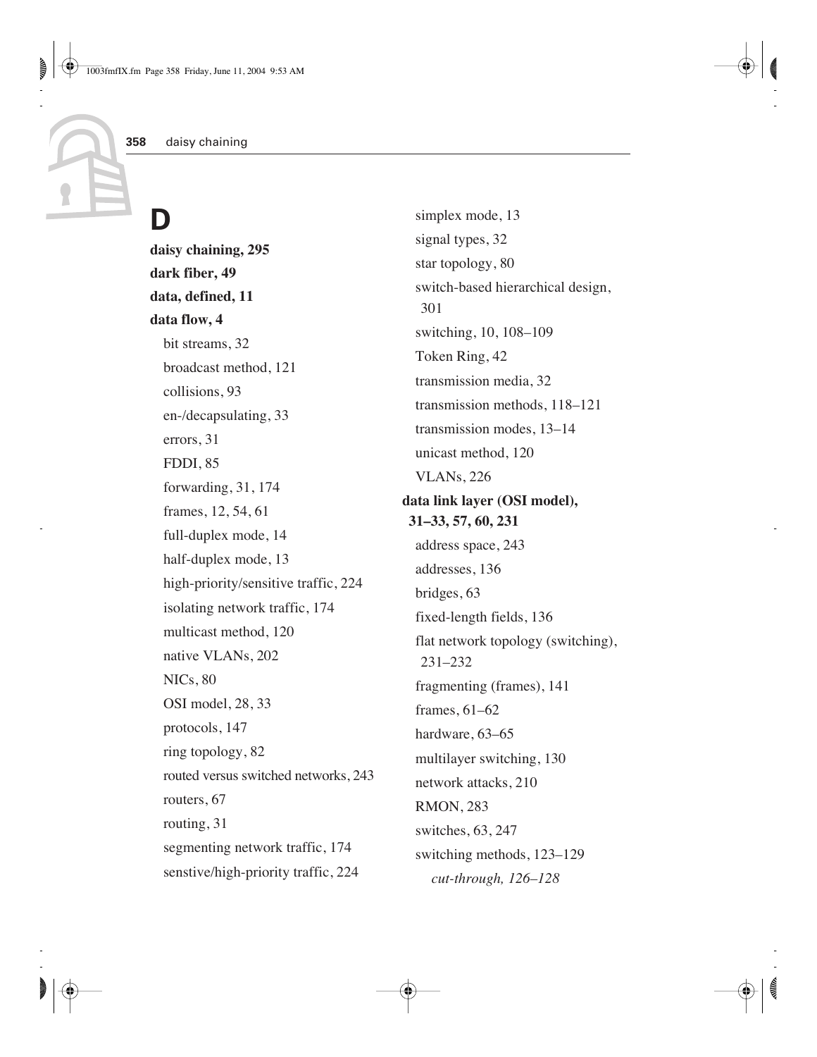# D

**daisy chaining, 295**

**dark fiber, 49**

**data, defined, 11**

**data flow, 4**

- bit streams, 32
- broadcast method, 121
- collisions, 93
- en-/decapsulating, 33
- errors, 31
- FDDI, 85
- forwarding, 31, 174
- frames, 12, 54, 61
- full-duplex mode, 14
- half-duplex mode, 13
- high-priority/sensitive traffic, 224
- isolating network traffic, 174
- multicast method, 120
- native VLANs, 202
- NICs, 80
- OSI model, 28, 33
- protocols, 147
- ring topology, 82
- routed versus switched networks, 243
- routers, 67
- routing, 31
- segmenting network traffic, 174
- senstive/high-priority traffic, 224
- simplex mode, 13
- signal types, 32
- star topology, 80
- switch-based hierarchical design, 301
- switching, 10, 108–109
- Token Ring, 42
- transmission media, 32
- transmission methods, 118–121
- transmission modes, 13–14
- unicast method, 120
- VLANs, 226

**data link layer (OSI model), 31–33, 57, 60, 231**

- address space, 243
- addresses, 136
- bridges, 63
- fixed-length fields, 136
- flat network topology (switching), 231–232
- fragmenting (frames), 141
- frames, 61–62
- hardware, 63–65
- multilayer switching, 130
- network attacks, 210
- RMON, 283
- switches, 63, 247
- switching methods, 123–129
  - *cut-through, 126–128*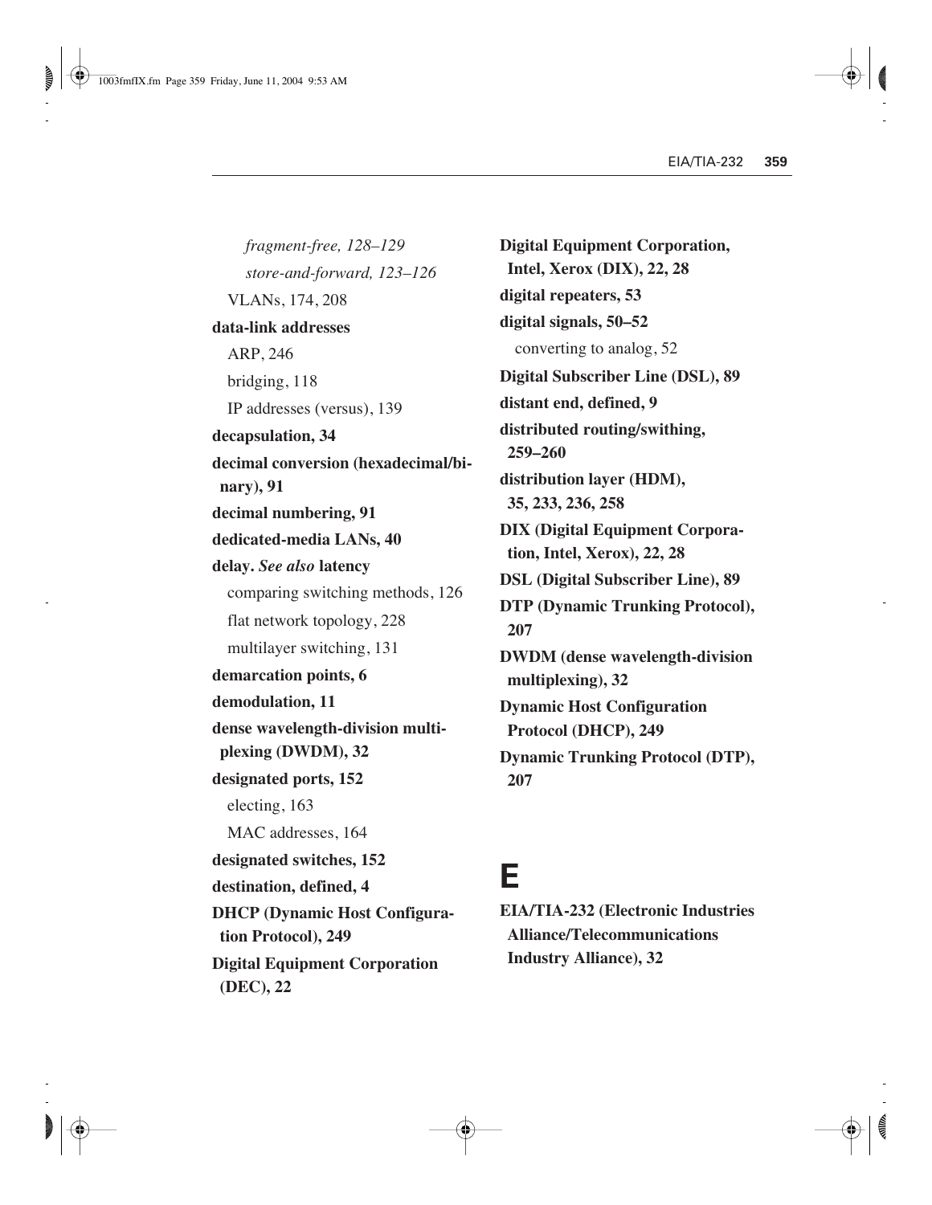*fragment-free, 128–129*

*store-and-forward, 123–126*

VLANs, 174, 208

**data-link addresses**

ARP, 246

bridging, 118

IP addresses (versus), 139

**decapsulation, 34**

**decimal conversion (hexadecimal/binary), 91**

**decimal numbering, 91**

**dedicated-media LANs, 40**

**delay.** ***See also*** **latency**

comparing switching methods, 126

flat network topology, 228

multilayer switching, 131

**demarcation points, 6**

**demodulation, 11**

**dense wavelength-division multiplexing (DWDM), 32**

**designated ports, 152**

electing, 163

MAC addresses, 164

**designated switches, 152**

**destination, defined, 4**

**DHCP (Dynamic Host Configuration Protocol), 249**

**Digital Equipment Corporation (DEC), 22**

**Digital Equipment Corporation, Intel, Xerox (DIX), 22, 28**

**digital repeaters, 53**

**digital signals, 50–52**

converting to analog, 52

**Digital Subscriber Line (DSL), 89**

**distant end, defined, 9**

**distributed routing/swithing, 259–260**

**distribution layer (HDM), 35, 233, 236, 258**

**DIX (Digital Equipment Corporation, Intel, Xerox), 22, 28**

**DSL (Digital Subscriber Line), 89**

**DTP (Dynamic Trunking Protocol), 207**

**DWDM (dense wavelength-division multiplexing), 32**

**Dynamic Host Configuration Protocol (DHCP), 249**

**Dynamic Trunking Protocol (DTP), 207**

# E

**EIA/TIA-232 (Electronic Industries Alliance/Telecommunications Industry Alliance), 32**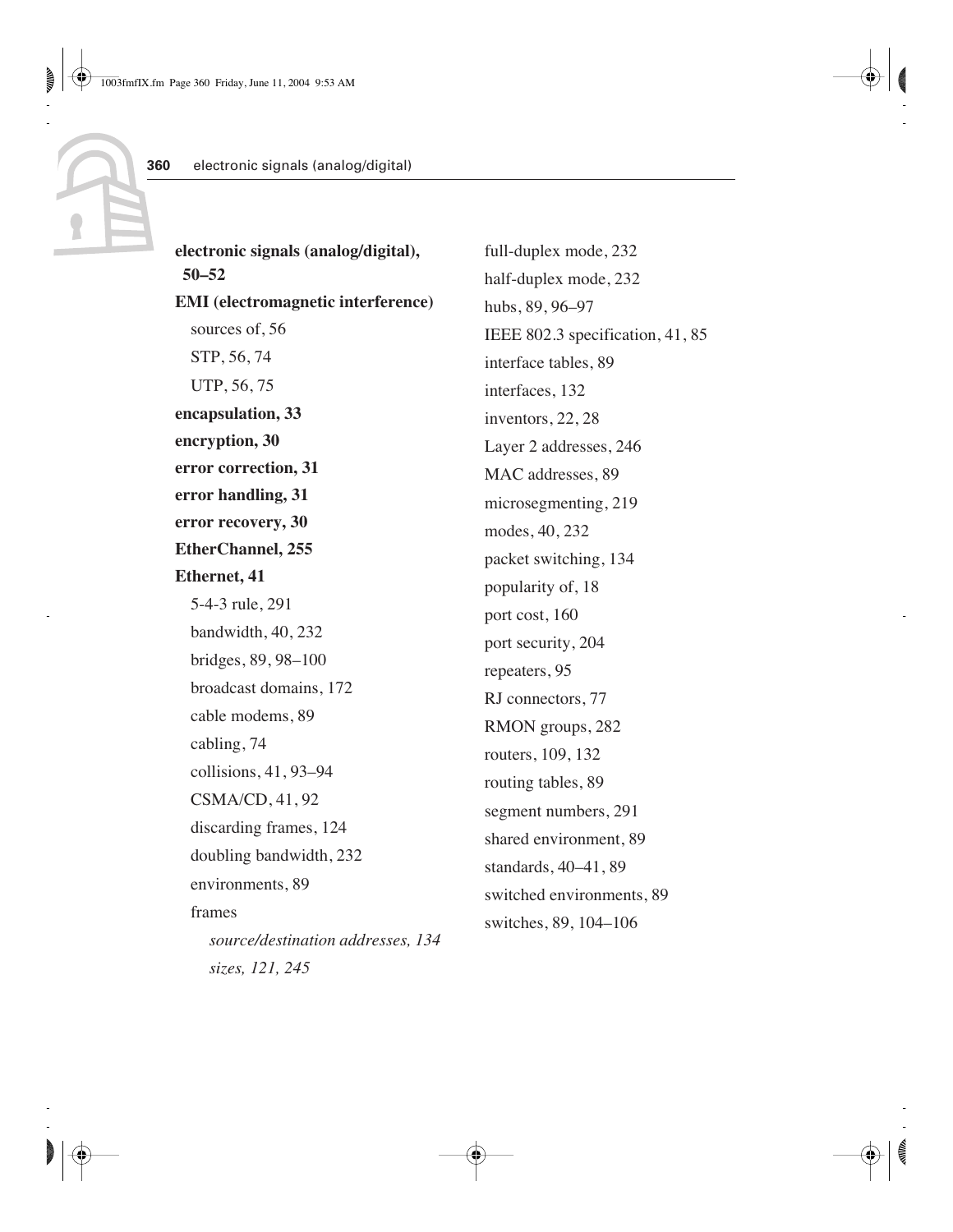**electronic signals (analog/digital), 50–52**

**EMI (electromagnetic interference)**
- sources of, 56
- STP, 56, 74
- UTP, 56, 75

**encapsulation, 33**

**encryption, 30**

**error correction, 31**

**error handling, 31**

**error recovery, 30**

**EtherChannel, 255**

**Ethernet, 41**
- 5-4-3 rule, 291
- bandwidth, 40, 232
- bridges, 89, 98–100
- broadcast domains, 172
- cable modems, 89
- cabling, 74
- collisions, 41, 93–94
- CSMA/CD, 41, 92
- discarding frames, 124
- doubling bandwidth, 232
- environments, 89
- frames
  - *source/destination addresses, 134*
  - *sizes, 121, 245*
- full-duplex mode, 232
- half-duplex mode, 232
- hubs, 89, 96–97
- IEEE 802.3 specification, 41, 85
- interface tables, 89
- interfaces, 132
- inventors, 22, 28
- Layer 2 addresses, 246
- MAC addresses, 89
- microsegmenting, 219
- modes, 40, 232
- packet switching, 134
- popularity of, 18
- port cost, 160
- port security, 204
- repeaters, 95
- RJ connectors, 77
- RMON groups, 282
- routers, 109, 132
- routing tables, 89
- segment numbers, 291
- shared environment, 89
- standards, 40–41, 89
- switched environments, 89
- switches, 89, 104–106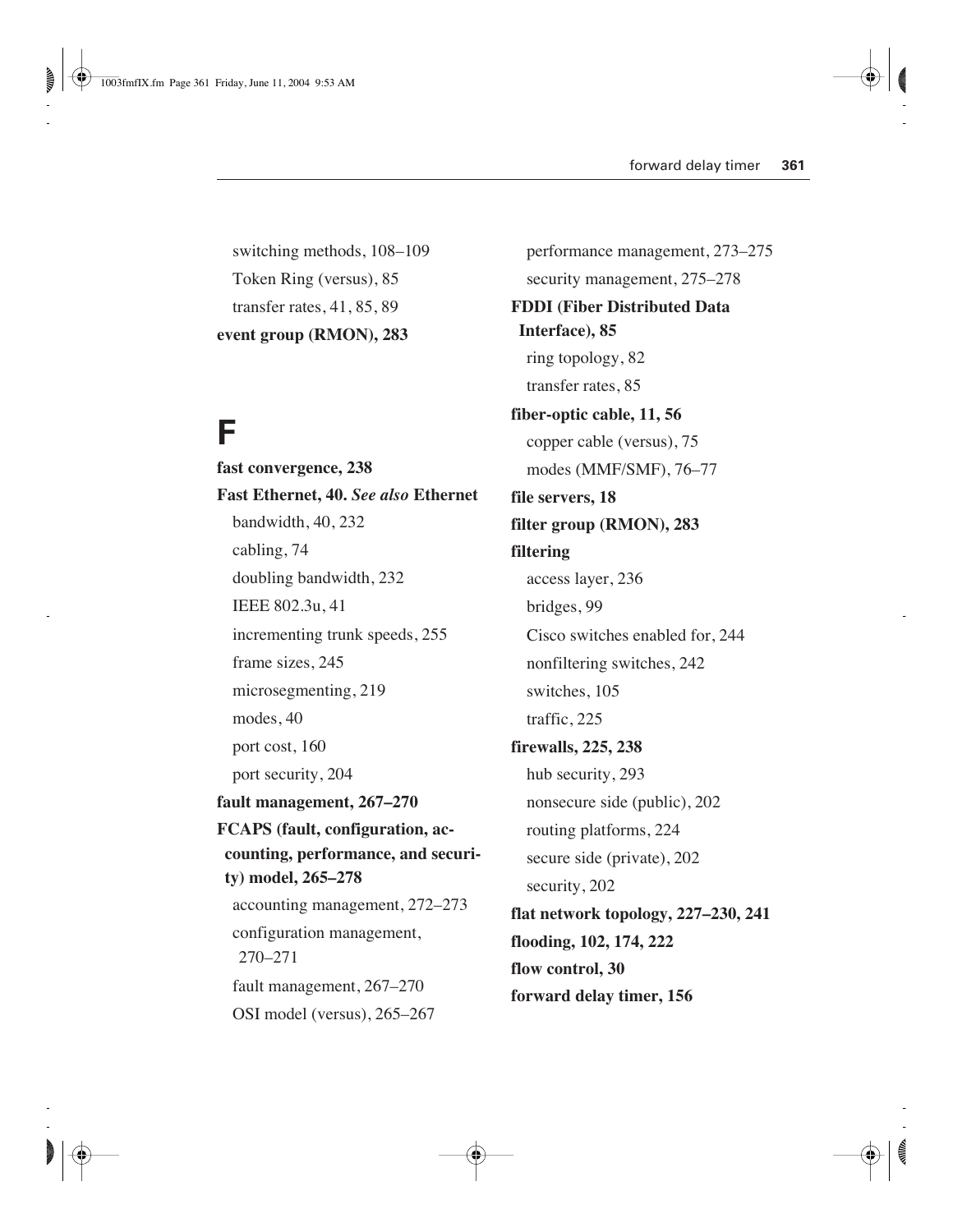switching methods, 108–109

Token Ring (versus), 85

transfer rates, 41, 85, 89

**event group (RMON), 283**

# F

**fast convergence, 238**

**Fast Ethernet, 40.** ***See also*** **Ethernet**

bandwidth, 40, 232

cabling, 74

doubling bandwidth, 232

IEEE 802.3u, 41

incrementing trunk speeds, 255

frame sizes, 245

microsegmenting, 219

modes, 40

port cost, 160

port security, 204

**fault management, 267–270**

**FCAPS (fault, configuration, accounting, performance, and security) model, 265–278**

accounting management, 272–273

configuration management, 270–271

fault management, 267–270

OSI model (versus), 265–267

performance management, 273–275

security management, 275–278

**FDDI (Fiber Distributed Data Interface), 85**

ring topology, 82

transfer rates, 85

**fiber-optic cable, 11, 56**

copper cable (versus), 75

modes (MMF/SMF), 76–77

**file servers, 18**

**filter group (RMON), 283**

**filtering**

access layer, 236

bridges, 99

Cisco switches enabled for, 244

nonfiltering switches, 242

switches, 105

traffic, 225

**firewalls, 225, 238**

hub security, 293

nonsecure side (public), 202

routing platforms, 224

secure side (private), 202

security, 202

**flat network topology, 227–230, 241**

**flooding, 102, 174, 222**

**flow control, 30**

**forward delay timer, 156**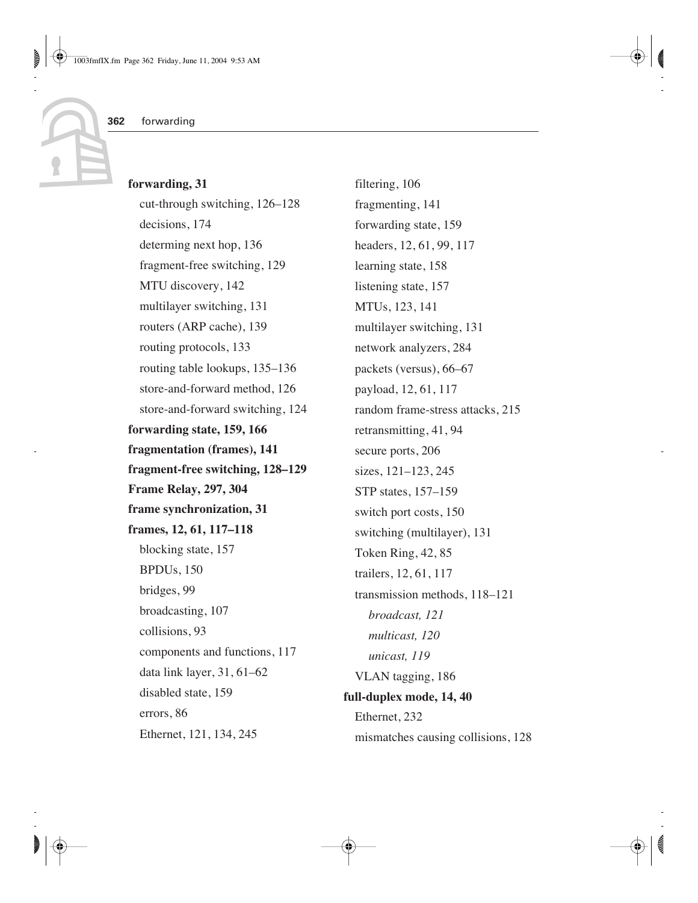**forwarding, 31**

- cut-through switching, 126–128
- decisions, 174
- determing next hop, 136
- fragment-free switching, 129
- MTU discovery, 142
- multilayer switching, 131
- routers (ARP cache), 139
- routing protocols, 133
- routing table lookups, 135–136
- store-and-forward method, 126
- store-and-forward switching, 124

**forwarding state, 159, 166**

**fragmentation (frames), 141**

**fragment-free switching, 128–129**

**Frame Relay, 297, 304**

**frame synchronization, 31**

**frames, 12, 61, 117–118**

- blocking state, 157
- BPDUs, 150
- bridges, 99
- broadcasting, 107
- collisions, 93
- components and functions, 117
- data link layer, 31, 61–62
- disabled state, 159
- errors, 86
- Ethernet, 121, 134, 245
- filtering, 106
- fragmenting, 141
- forwarding state, 159
- headers, 12, 61, 99, 117
- learning state, 158
- listening state, 157
- MTUs, 123, 141
- multilayer switching, 131
- network analyzers, 284
- packets (versus), 66–67
- payload, 12, 61, 117
- random frame-stress attacks, 215
- retransmitting, 41, 94
- secure ports, 206
- sizes, 121–123, 245
- STP states, 157–159
- switch port costs, 150
- switching (multilayer), 131
- Token Ring, 42, 85
- trailers, 12, 61, 117
- transmission methods, 118–121
  - *broadcast, 121*
  - *multicast, 120*
  - *unicast, 119*
- VLAN tagging, 186

**full-duplex mode, 14, 40**

- Ethernet, 232
- mismatches causing collisions, 128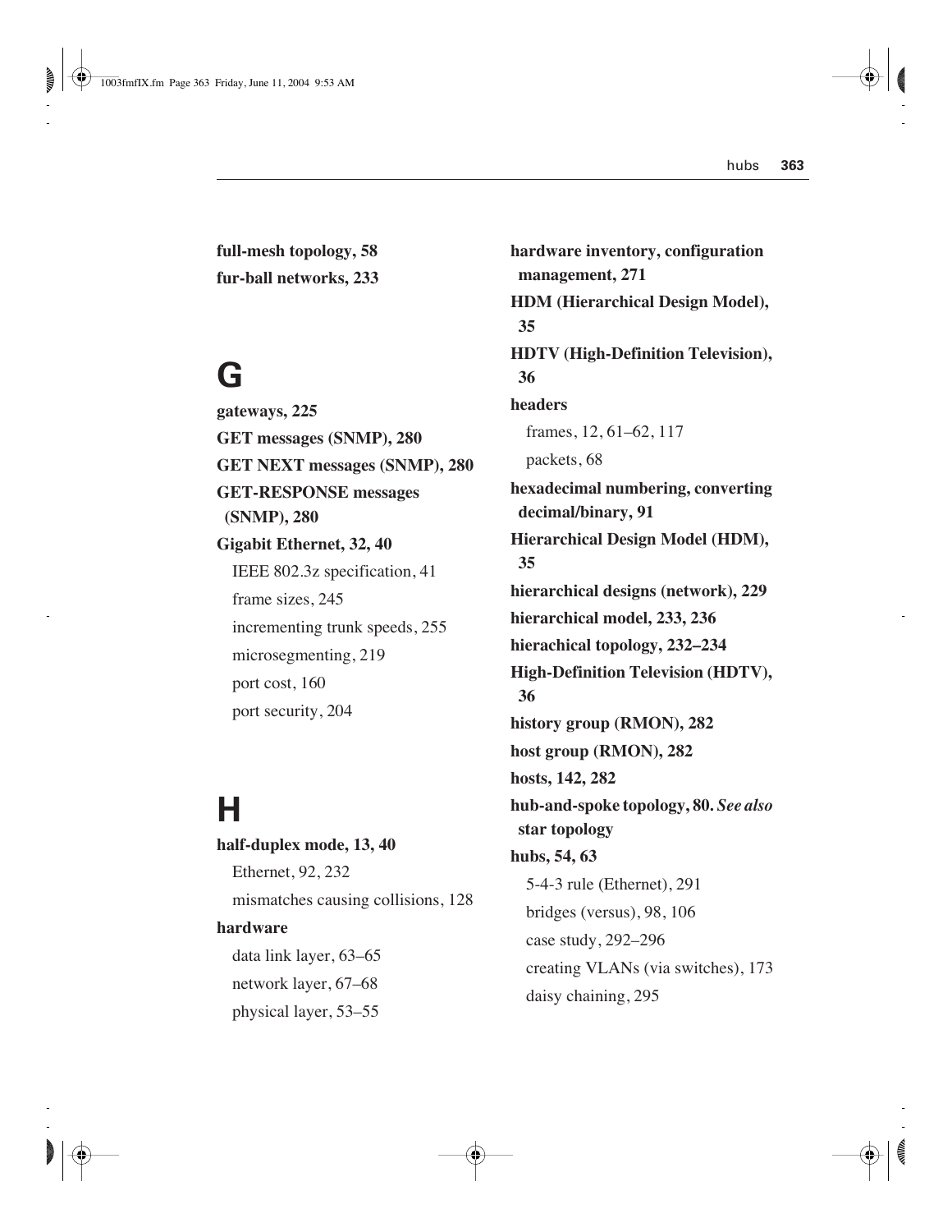**full-mesh topology, 58**

**fur-ball networks, 233**

## G

**gateways, 225**

**GET messages (SNMP), 280**

**GET NEXT messages (SNMP), 280**

**GET-RESPONSE messages (SNMP), 280**

**Gigabit Ethernet, 32, 40**

- IEEE 802.3z specification, 41
- frame sizes, 245
- incrementing trunk speeds, 255
- microsegmenting, 219
- port cost, 160
- port security, 204

## H

**half-duplex mode, 13, 40**

- Ethernet, 92, 232
- mismatches causing collisions, 128

**hardware**

- data link layer, 63–65
- network layer, 67–68
- physical layer, 53–55

**hardware inventory, configuration management, 271**

**HDM (Hierarchical Design Model), 35**

**HDTV (High-Definition Television), 36**

**headers**

- frames, 12, 61–62, 117
- packets, 68

**hexadecimal numbering, converting decimal/binary, 91**

**Hierarchical Design Model (HDM), 35**

**hierarchical designs (network), 229**

**hierarchical model, 233, 236**

**hierachical topology, 232–234**

**High-Definition Television (HDTV), 36**

**history group (RMON), 282**

**host group (RMON), 282**

**hosts, 142, 282**

**hub-and-spoke topology, 80.** ***See also*** **star topology**

**hubs, 54, 63**

- 5-4-3 rule (Ethernet), 291
- bridges (versus), 98, 106
- case study, 292–296
- creating VLANs (via switches), 173
- daisy chaining, 295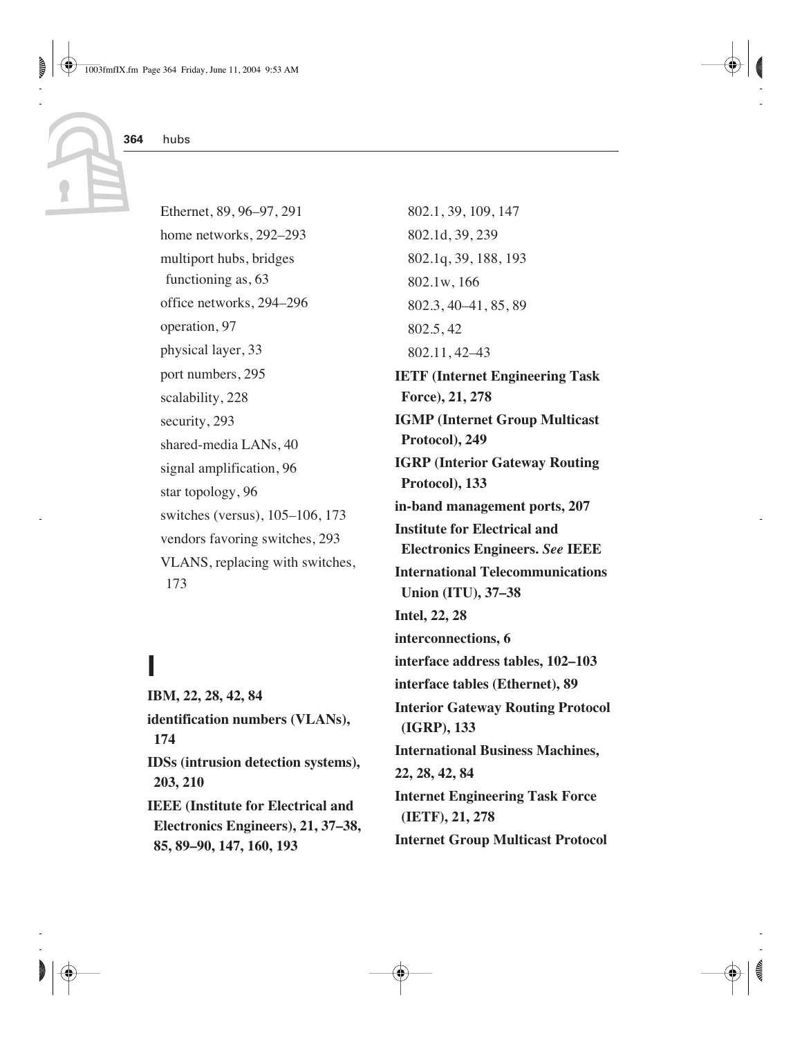Ethernet, 89, 96–97, 291
home networks, 292–293
multiport hubs, bridges functioning as, 63
office networks, 294–296
operation, 97
physical layer, 33
port numbers, 295
scalability, 228
security, 293
shared-media LANs, 40
signal amplification, 96
star topology, 96
switches (versus), 105–106, 173
vendors favoring switches, 293
VLANS, replacing with switches, 173

# I

**IBM, 22, 28, 42, 84**
**identification numbers (VLANs), 174**
**IDSs (intrusion detection systems), 203, 210**
**IEEE (Institute for Electrical and Electronics Engineers), 21, 37–38, 85, 89–90, 147, 160, 193**
802.1, 39, 109, 147
802.1d, 39, 239
802.1q, 39, 188, 193
802.1w, 166
802.3, 40–41, 85, 89
802.5, 42
802.11, 42–43
**IETF (Internet Engineering Task Force), 21, 278**
**IGMP (Internet Group Multicast Protocol), 249**
**IGRP (Interior Gateway Routing Protocol), 133**
**in-band management ports, 207**
**Institute for Electrical and Electronics Engineers. *See* IEEE**
**International Telecommunications Union (ITU), 37–38**
**Intel, 22, 28**
**interconnections, 6**
**interface address tables, 102–103**
**interface tables (Ethernet), 89**
**Interior Gateway Routing Protocol (IGRP), 133**
**International Business Machines, 22, 28, 42, 84**
**Internet Engineering Task Force (IETF), 21, 278**
**Internet Group Multicast Protocol**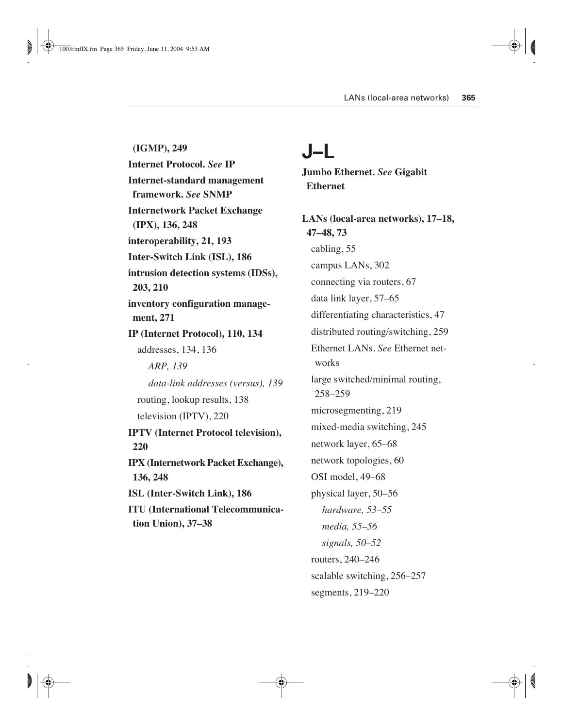**(IGMP), 249**

**Internet Protocol. *See* IP**

**Internet-standard management framework. *See* SNMP**

**Internetwork Packet Exchange (IPX), 136, 248**

**interoperability, 21, 193**

**Inter-Switch Link (ISL), 186**

**intrusion detection systems (IDSs), 203, 210**

**inventory configuration management, 271**

**IP (Internet Protocol), 110, 134**

- addresses, 134, 136
  - *ARP, 139*
  - *data-link addresses (versus), 139*
- routing, lookup results, 138
- television (IPTV), 220

**IPTV (Internet Protocol television), 220**

**IPX (Internetwork Packet Exchange), 136, 248**

**ISL (Inter-Switch Link), 186**

**ITU (International Telecommunication Union), 37–38**

# J–L

**Jumbo Ethernet. *See* Gigabit Ethernet**

**LANs (local-area networks), 17–18, 47–48, 73**

- cabling, 55
- campus LANs, 302
- connecting via routers, 67
- data link layer, 57–65
- differentiating characteristics, 47
- distributed routing/switching, 259
- Ethernet LANs. *See* Ethernet networks
- large switched/minimal routing, 258–259
- microsegmenting, 219
- mixed-media switching, 245
- network layer, 65–68
- network topologies, 60
- OSI model, 49–68
- physical layer, 50–56
  - *hardware, 53–55*
  - *media, 55–56*
  - *signals, 50–52*
- routers, 240–246
- scalable switching, 256–257
- segments, 219–220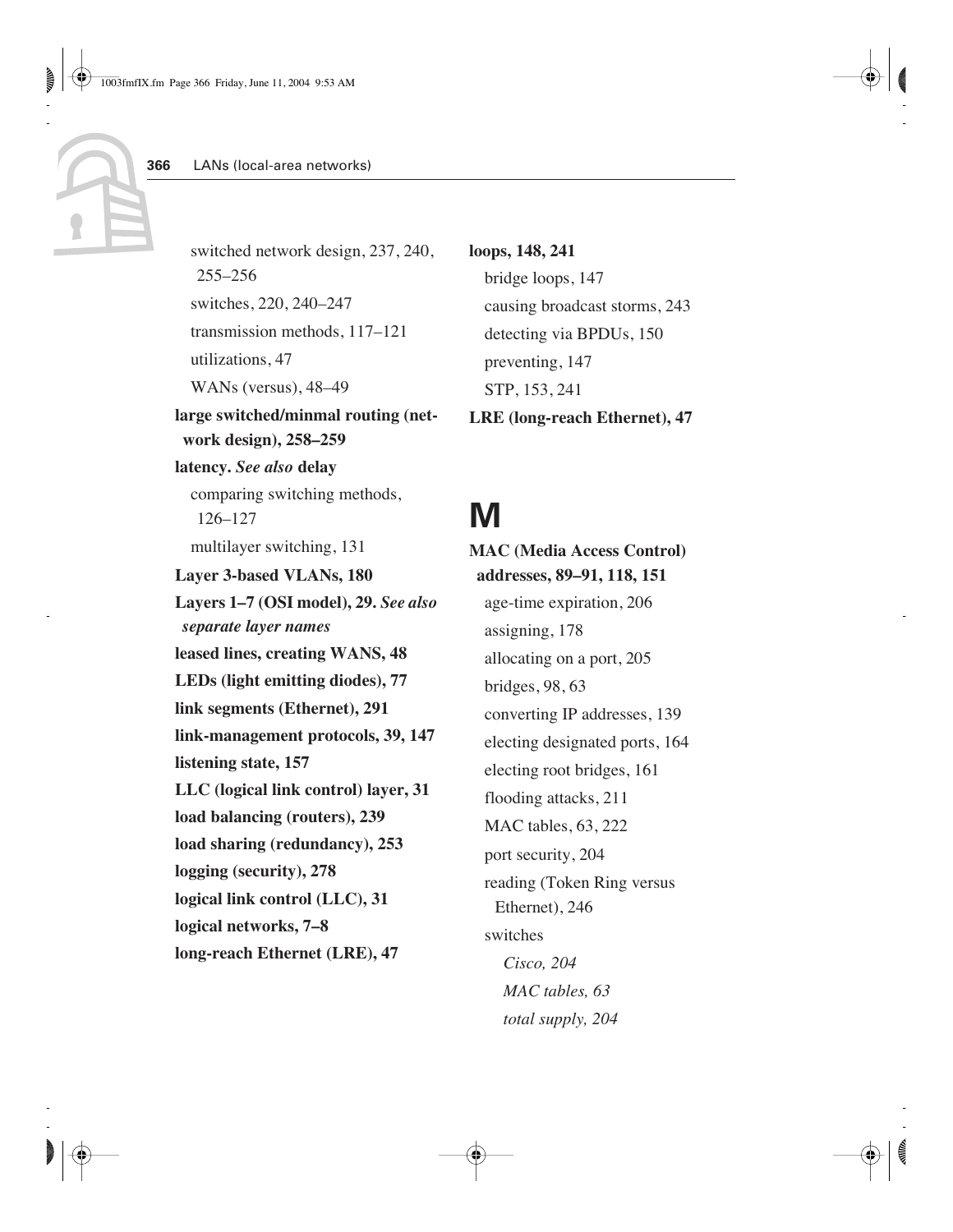switched network design, 237, 240, 255–256

switches, 220, 240–247

transmission methods, 117–121

utilizations, 47

WANs (versus), 48–49

**large switched/minmal routing (network design), 258–259**

**latency.** ***See also*** **delay**

comparing switching methods, 126–127

multilayer switching, 131

**Layer 3-based VLANs, 180**

**Layers 1–7 (OSI model), 29.** ***See also separate layer names***

**leased lines, creating WANS, 48**

**LEDs (light emitting diodes), 77**

**link segments (Ethernet), 291**

**link-management protocols, 39, 147**

**listening state, 157**

**LLC (logical link control) layer, 31**

**load balancing (routers), 239**

**load sharing (redundancy), 253**

**logging (security), 278**

**logical link control (LLC), 31**

**logical networks, 7–8**

**long-reach Ethernet (LRE), 47**

**loops, 148, 241**

bridge loops, 147

causing broadcast storms, 243

detecting via BPDUs, 150

preventing, 147

STP, 153, 241

**LRE (long-reach Ethernet), 47**

# M

**MAC (Media Access Control) addresses, 89–91, 118, 151**

age-time expiration, 206

assigning, 178

allocating on a port, 205

bridges, 98, 63

converting IP addresses, 139

electing designated ports, 164

electing root bridges, 161

flooding attacks, 211

MAC tables, 63, 222

port security, 204

reading (Token Ring versus Ethernet), 246

switches

*Cisco, 204*

*MAC tables, 63*

*total supply, 204*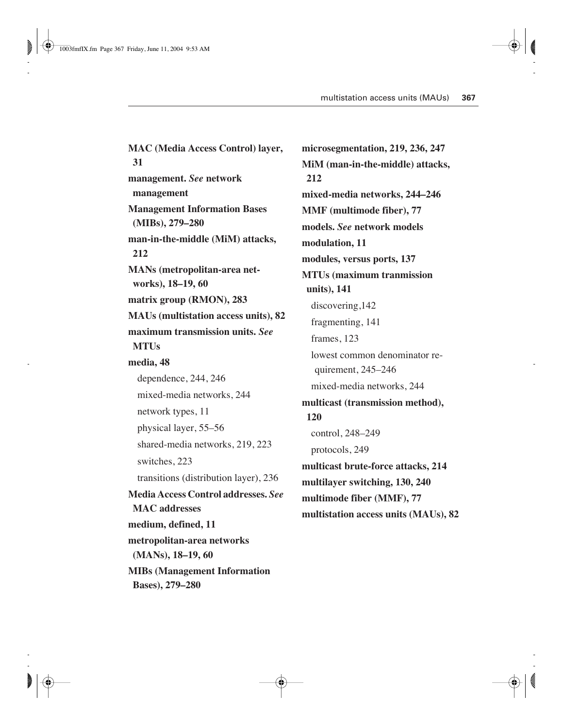**MAC (Media Access Control) layer, 31**

**management.** ***See*** **network management**

**Management Information Bases (MIBs), 279–280**

**man-in-the-middle (MiM) attacks, 212**

**MANs (metropolitan-area networks), 18–19, 60**

**matrix group (RMON), 283**

**MAUs (multistation access units), 82**

**maximum transmission units.** ***See*** **MTUs**

**media, 48**

- dependence, 244, 246
- mixed-media networks, 244
- network types, 11
- physical layer, 55–56
- shared-media networks, 219, 223
- switches, 223
- transitions (distribution layer), 236

**Media Access Control addresses.** ***See*** **MAC addresses**

**medium, defined, 11**

**metropolitan-area networks (MANs), 18–19, 60**

**MIBs (Management Information Bases), 279–280**

**microsegmentation, 219, 236, 247**

**MiM (man-in-the-middle) attacks, 212**

**mixed-media networks, 244–246**

**MMF (multimode fiber), 77**

**models.** ***See*** **network models**

**modulation, 11**

**modules, versus ports, 137**

**MTUs (maximum tranmission units), 141**

- discovering,142
- fragmenting, 141
- frames, 123
- lowest common denominator requirement, 245–246
- mixed-media networks, 244

**multicast (transmission method), 120**

- control, 248–249
- protocols, 249

**multicast brute-force attacks, 214**

**multilayer switching, 130, 240**

**multimode fiber (MMF), 77**

**multistation access units (MAUs), 82**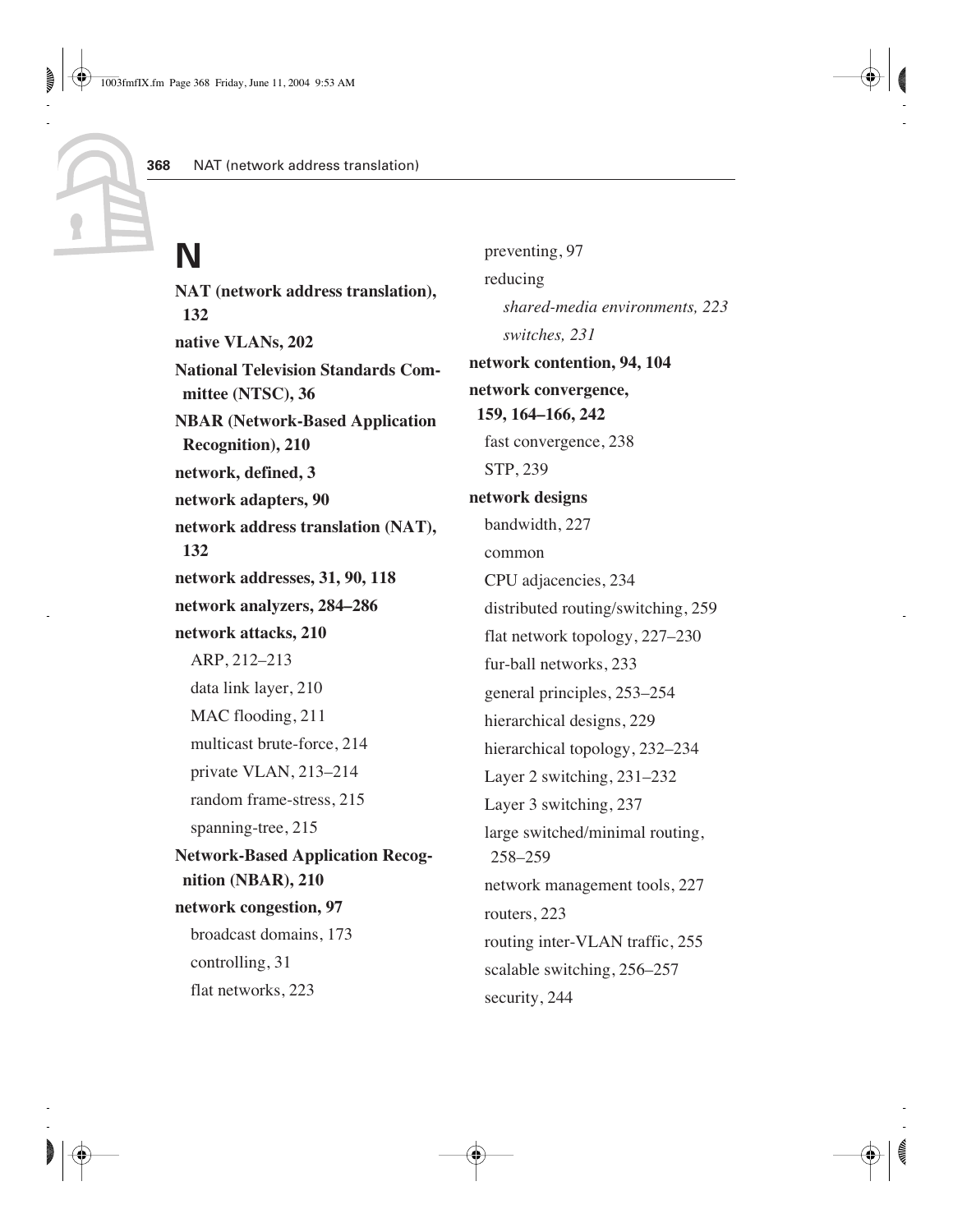# N

**NAT (network address translation), 132**

**native VLANs, 202**

**National Television Standards Committee (NTSC), 36**

**NBAR (Network-Based Application Recognition), 210**

**network, defined, 3**

**network adapters, 90**

**network address translation (NAT), 132**

**network addresses, 31, 90, 118**

**network analyzers, 284–286**

**network attacks, 210**

- ARP, 212–213
- data link layer, 210
- MAC flooding, 211
- multicast brute-force, 214
- private VLAN, 213–214
- random frame-stress, 215
- spanning-tree, 215

**Network-Based Application Recognition (NBAR), 210**

**network congestion, 97**

- broadcast domains, 173
- controlling, 31
- flat networks, 223
- preventing, 97
- reducing
  - *shared-media environments, 223*
  - *switches, 231*

**network contention, 94, 104**

**network convergence, 159, 164–166, 242**

- fast convergence, 238
- STP, 239

**network designs**

- bandwidth, 227
- common
- CPU adjacencies, 234
- distributed routing/switching, 259
- flat network topology, 227–230
- fur-ball networks, 233
- general principles, 253–254
- hierarchical designs, 229
- hierarchical topology, 232–234
- Layer 2 switching, 231–232
- Layer 3 switching, 237
- large switched/minimal routing, 258–259
- network management tools, 227
- routers, 223
- routing inter-VLAN traffic, 255
- scalable switching, 256–257
- security, 244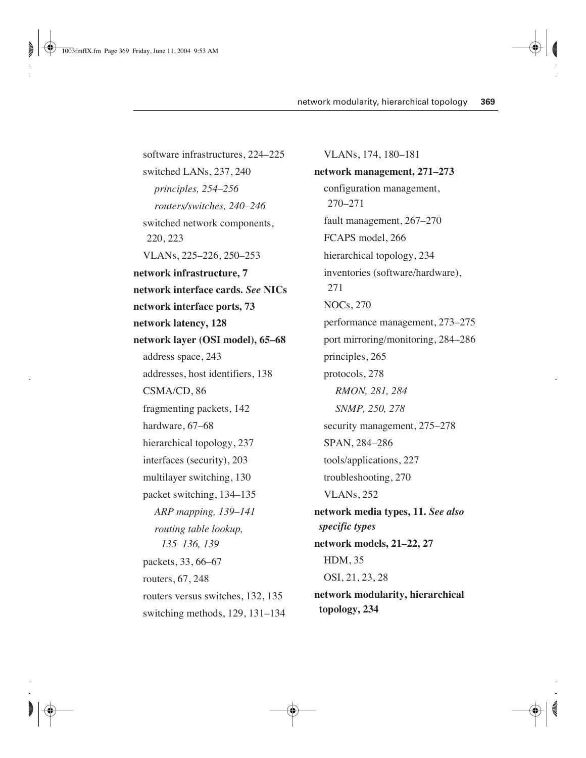software infrastructures, 224–225
switched LANs, 237, 240
*principles, 254–256*
*routers/switches, 240–246*
switched network components, 220, 223
VLANs, 225–226, 250–253

**network infrastructure, 7**

**network interface cards.** ***See*** **NICs**

**network interface ports, 73**

**network latency, 128**

**network layer (OSI model), 65–68**
address space, 243
addresses, host identifiers, 138
CSMA/CD, 86
fragmenting packets, 142
hardware, 67–68
hierarchical topology, 237
interfaces (security), 203
multilayer switching, 130
packet switching, 134–135
*ARP mapping, 139–141*
*routing table lookup, 135–136, 139*
packets, 33, 66–67
routers, 67, 248
routers versus switches, 132, 135
switching methods, 129, 131–134
VLANs, 174, 180–181

**network management, 271–273**
configuration management, 270–271
fault management, 267–270
FCAPS model, 266
hierarchical topology, 234
inventories (software/hardware), 271
NOCs, 270
performance management, 273–275
port mirroring/monitoring, 284–286
principles, 265
protocols, 278
*RMON, 281, 284*
*SNMP, 250, 278*
security management, 275–278
SPAN, 284–286
tools/applications, 227
troubleshooting, 270
VLANs, 252

**network media types, 11.** ***See also specific types***

**network models, 21–22, 27**
HDM, 35
OSI, 21, 23, 28

**network modularity, hierarchical topology, 234**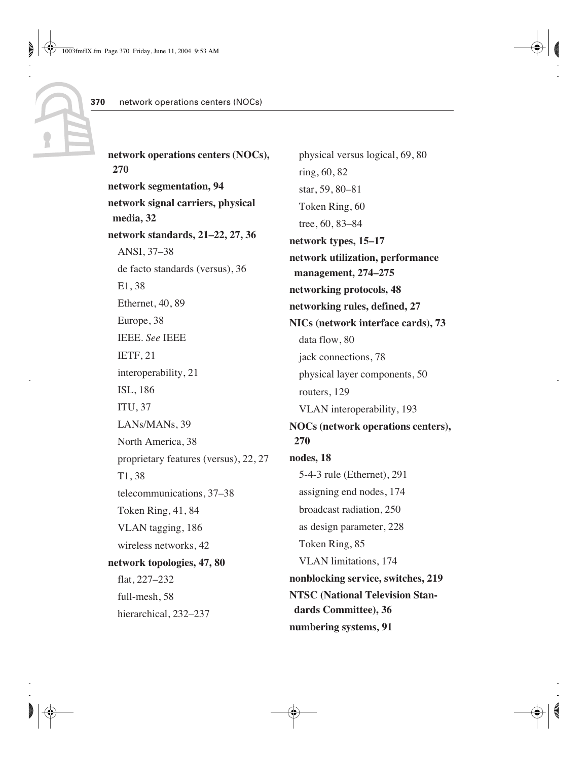**network operations centers (NOCs), 270**

**network segmentation, 94**

**network signal carriers, physical media, 32**

**network standards, 21–22, 27, 36**

- ANSI, 37–38
- de facto standards (versus), 36
- E1, 38
- Ethernet, 40, 89
- Europe, 38
- IEEE. *See* IEEE
- IETF, 21
- interoperability, 21
- ISL, 186
- ITU, 37
- LANs/MANs, 39
- North America, 38
- proprietary features (versus), 22, 27
- T1, 38
- telecommunications, 37–38
- Token Ring, 41, 84
- VLAN tagging, 186
- wireless networks, 42

**network topologies, 47, 80**

- flat, 227–232
- full-mesh, 58
- hierarchical, 232–237
- physical versus logical, 69, 80
- ring, 60, 82
- star, 59, 80–81
- Token Ring, 60
- tree, 60, 83–84

**network types, 15–17**

**network utilization, performance management, 274–275**

**networking protocols, 48**

**networking rules, defined, 27**

**NICs (network interface cards), 73**

- data flow, 80
- jack connections, 78
- physical layer components, 50
- routers, 129
- VLAN interoperability, 193

**NOCs (network operations centers), 270**

**nodes, 18**

- 5-4-3 rule (Ethernet), 291
- assigning end nodes, 174
- broadcast radiation, 250
- as design parameter, 228
- Token Ring, 85
- VLAN limitations, 174

**nonblocking service, switches, 219**

**NTSC (National Television Standards Committee), 36**

**numbering systems, 91**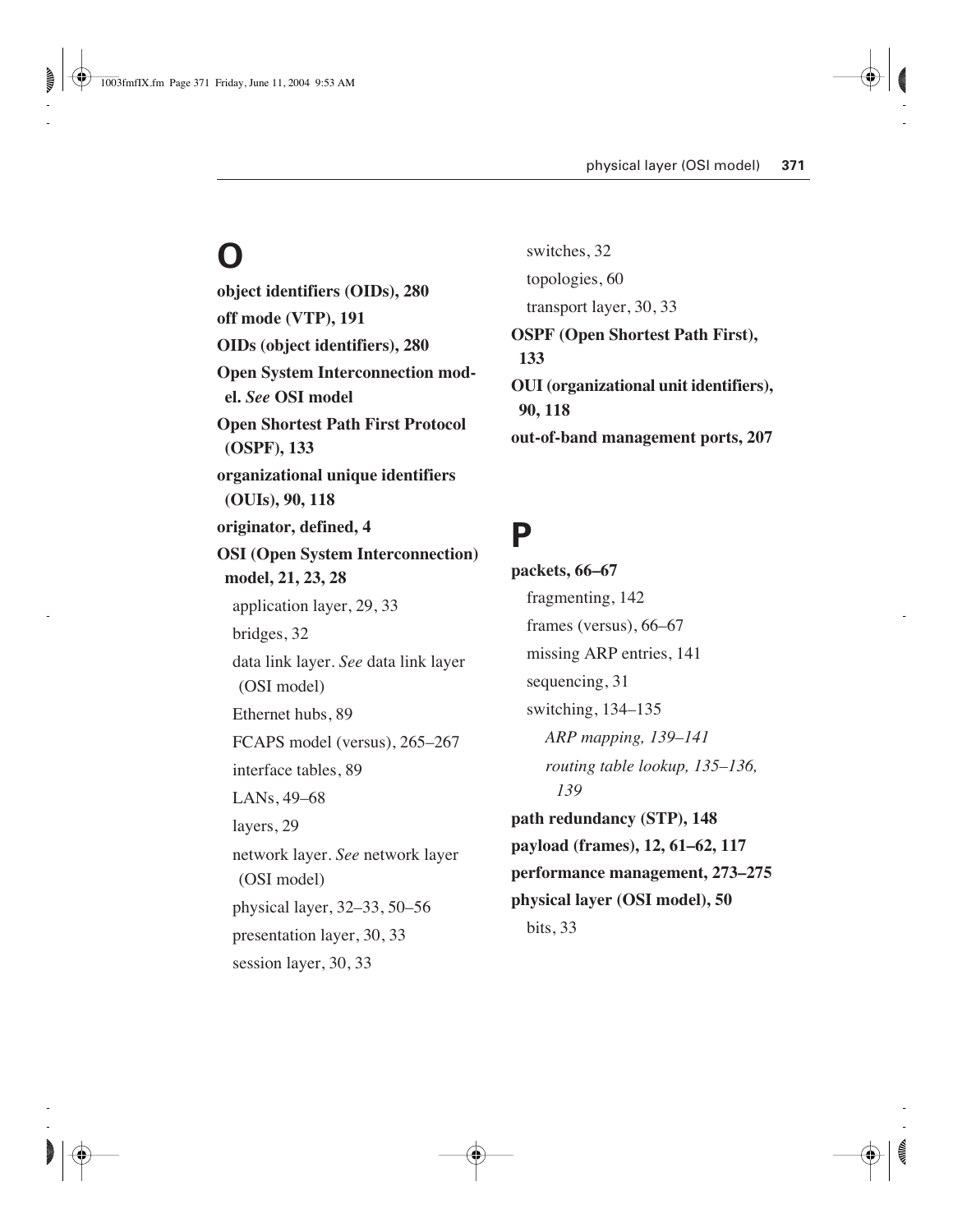# O

**object identifiers (OIDs), 280**

**off mode (VTP), 191**

**OIDs (object identifiers), 280**

**Open System Interconnection model. *See* OSI model**

**Open Shortest Path First Protocol (OSPF), 133**

**organizational unique identifiers (OUIs), 90, 118**

**originator, defined, 4**

**OSI (Open System Interconnection) model, 21, 23, 28**

- application layer, 29, 33
- bridges, 32
- data link layer. *See* data link layer (OSI model)
- Ethernet hubs, 89
- FCAPS model (versus), 265–267
- interface tables, 89
- LANs, 49–68
- layers, 29
- network layer. *See* network layer (OSI model)
- physical layer, 32–33, 50–56
- presentation layer, 30, 33
- session layer, 30, 33
- switches, 32
- topologies, 60
- transport layer, 30, 33

**OSPF (Open Shortest Path First), 133**

**OUI (organizational unit identifiers), 90, 118**

**out-of-band management ports, 207**

# P

**packets, 66–67**

- fragmenting, 142
- frames (versus), 66–67
- missing ARP entries, 141
- sequencing, 31
- switching, 134–135
  - *ARP mapping, 139–141*
  - *routing table lookup, 135–136, 139*

**path redundancy (STP), 148**

**payload (frames), 12, 61–62, 117**

**performance management, 273–275**

**physical layer (OSI model), 50**

- bits, 33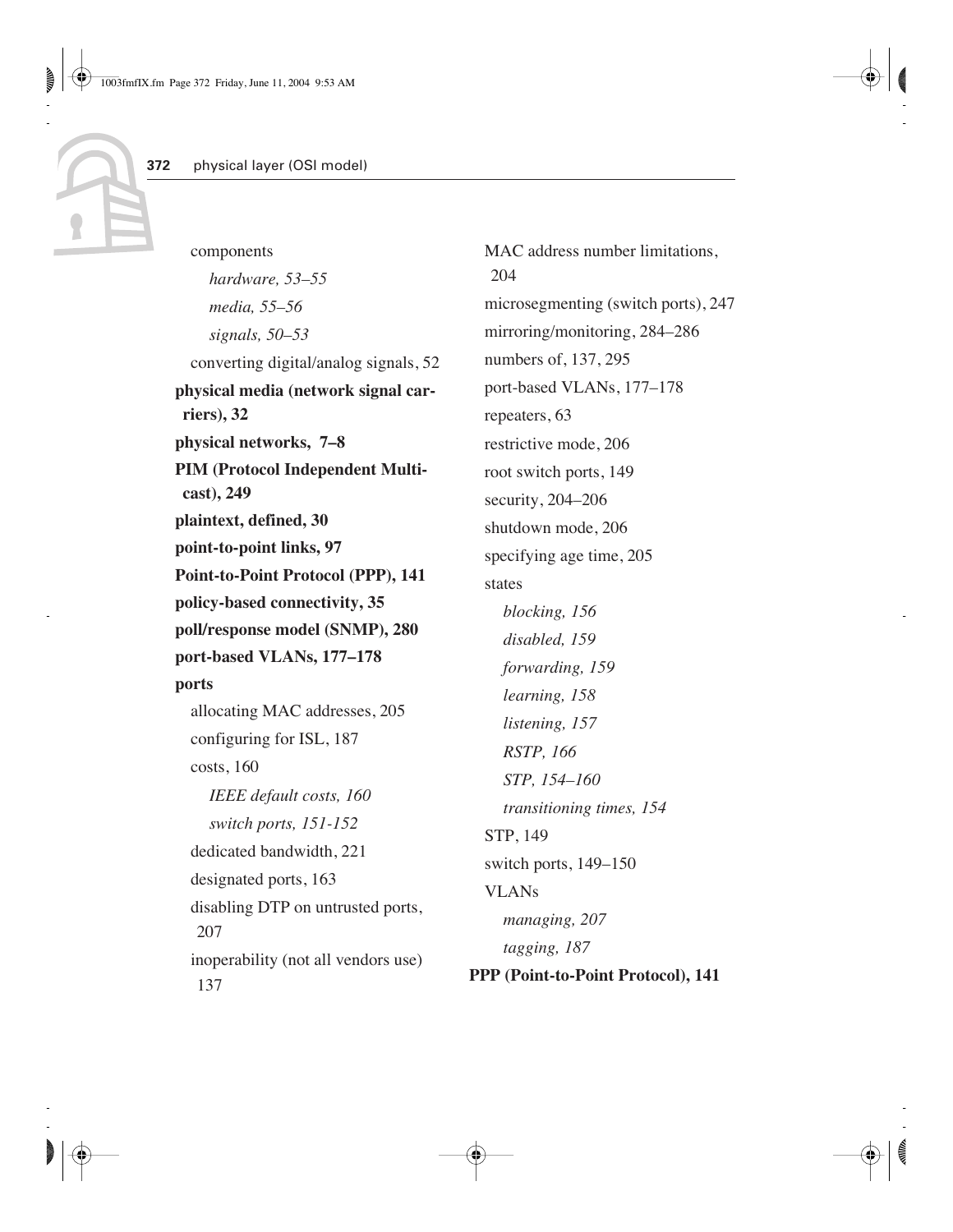components

*hardware, 53–55*

*media, 55–56*

*signals, 50–53*

converting digital/analog signals, 52

**physical media (network signal carriers), 32**

**physical networks, 7–8**

**PIM (Protocol Independent Multicast), 249**

**plaintext, defined, 30**

**point-to-point links, 97**

**Point-to-Point Protocol (PPP), 141**

**policy-based connectivity, 35**

**poll/response model (SNMP), 280**

**port-based VLANs, 177–178**

**ports**

allocating MAC addresses, 205

configuring for ISL, 187

costs, 160

*IEEE default costs, 160*

*switch ports, 151-152*

dedicated bandwidth, 221

designated ports, 163

disabling DTP on untrusted ports, 207

inoperability (not all vendors use) 137

MAC address number limitations, 204

microsegmenting (switch ports), 247

mirroring/monitoring, 284–286

numbers of, 137, 295

port-based VLANs, 177–178

repeaters, 63

restrictive mode, 206

root switch ports, 149

security, 204–206

shutdown mode, 206

specifying age time, 205

states

*blocking, 156*

*disabled, 159*

*forwarding, 159*

*learning, 158*

*listening, 157*

*RSTP, 166*

*STP, 154–160*

*transitioning times, 154*

STP, 149

switch ports, 149–150

VLANs

*managing, 207*

*tagging, 187*

**PPP (Point-to-Point Protocol), 141**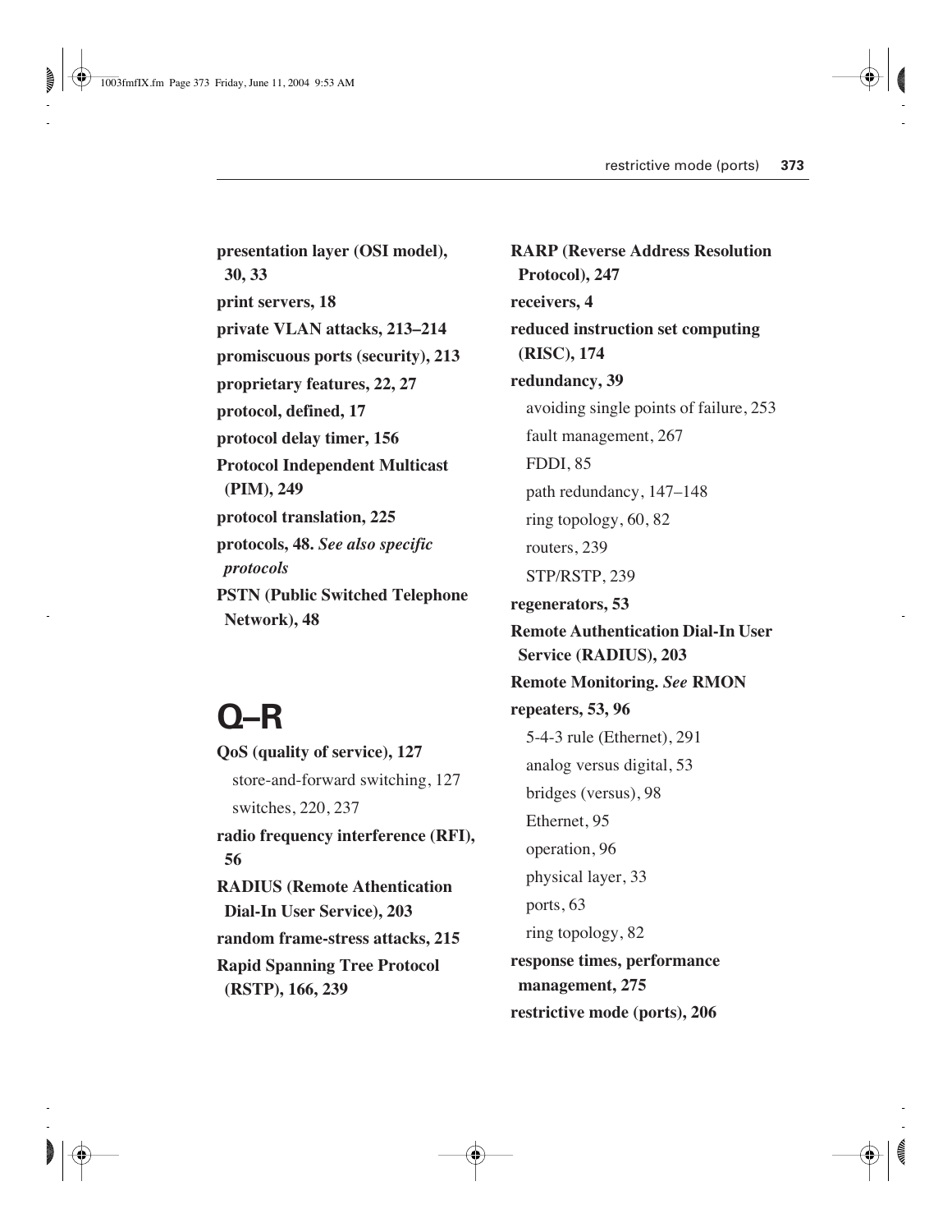**presentation layer (OSI model), 30, 33**

**print servers, 18**

**private VLAN attacks, 213–214**

**promiscuous ports (security), 213**

**proprietary features, 22, 27**

**protocol, defined, 17**

**protocol delay timer, 156**

**Protocol Independent Multicast (PIM), 249**

**protocol translation, 225**

**protocols, 48.** ***See also specific protocols***

**PSTN (Public Switched Telephone Network), 48**

# Q–R

**QoS (quality of service), 127**

- store-and-forward switching, 127
- switches, 220, 237

**radio frequency interference (RFI), 56**

**RADIUS (Remote Athentication Dial-In User Service), 203**

**random frame-stress attacks, 215**

**Rapid Spanning Tree Protocol (RSTP), 166, 239**

**RARP (Reverse Address Resolution Protocol), 247**

**receivers, 4**

**reduced instruction set computing (RISC), 174**

**redundancy, 39**

- avoiding single points of failure, 253
- fault management, 267
- FDDI, 85
- path redundancy, 147–148
- ring topology, 60, 82
- routers, 239
- STP/RSTP, 239

**regenerators, 53**

**Remote Authentication Dial-In User Service (RADIUS), 203**

**Remote Monitoring.** ***See*** **RMON**

**repeaters, 53, 96**

- 5-4-3 rule (Ethernet), 291
- analog versus digital, 53
- bridges (versus), 98
- Ethernet, 95
- operation, 96
- physical layer, 33
- ports, 63
- ring topology, 82

**response times, performance management, 275**

**restrictive mode (ports), 206**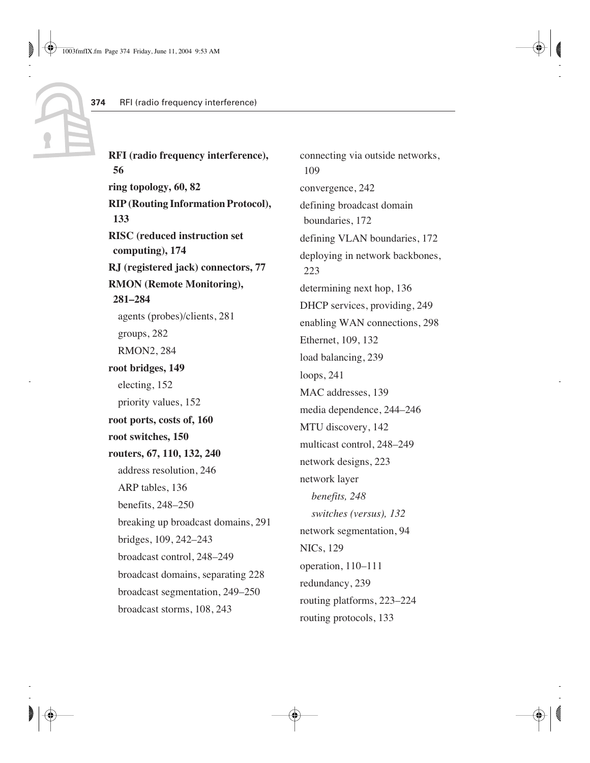**RFI (radio frequency interference), 56**

**ring topology, 60, 82**

**RIP (Routing Information Protocol), 133**

**RISC (reduced instruction set computing), 174**

**RJ (registered jack) connectors, 77**

**RMON (Remote Monitoring), 281–284**

- agents (probes)/clients, 281
- groups, 282
- RMON2, 284

**root bridges, 149**

- electing, 152
- priority values, 152

**root ports, costs of, 160**

**root switches, 150**

**routers, 67, 110, 132, 240**

- address resolution, 246
- ARP tables, 136
- benefits, 248–250
- breaking up broadcast domains, 291
- bridges, 109, 242–243
- broadcast control, 248–249
- broadcast domains, separating 228
- broadcast segmentation, 249–250
- broadcast storms, 108, 243
- connecting via outside networks, 109
- convergence, 242
- defining broadcast domain boundaries, 172
- defining VLAN boundaries, 172
- deploying in network backbones, 223
- determining next hop, 136
- DHCP services, providing, 249
- enabling WAN connections, 298
- Ethernet, 109, 132
- load balancing, 239
- loops, 241
- MAC addresses, 139
- media dependence, 244–246
- MTU discovery, 142
- multicast control, 248–249
- network designs, 223
- network layer
  - *benefits, 248*
  - *switches (versus), 132*
- network segmentation, 94
- NICs, 129
- operation, 110–111
- redundancy, 239
- routing platforms, 223–224
- routing protocols, 133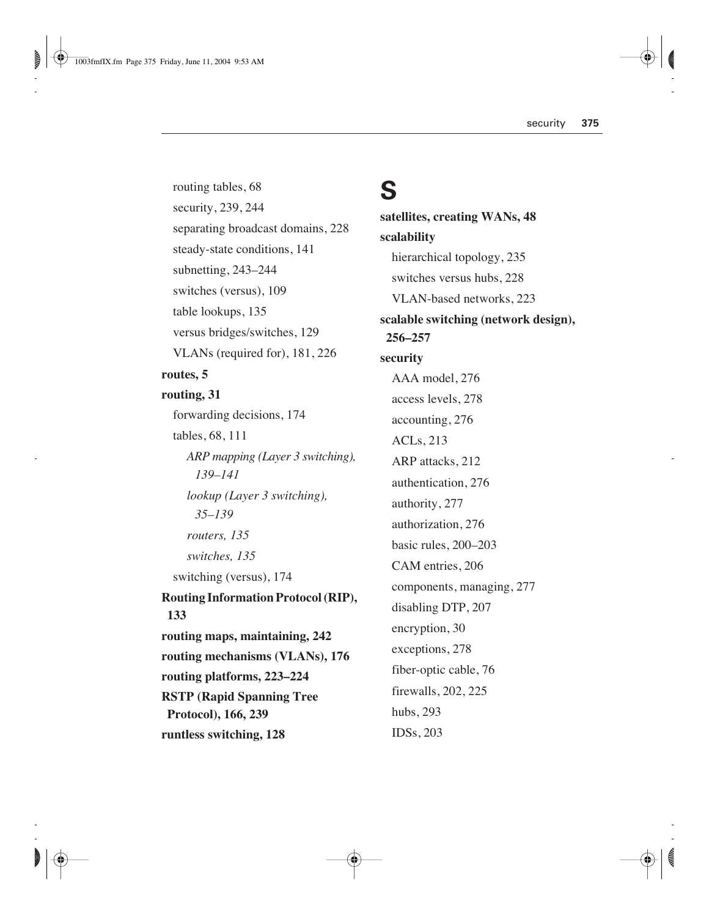routing tables, 68
security, 239, 244
separating broadcast domains, 228
steady-state conditions, 141
subnetting, 243–244
switches (versus), 109
table lookups, 135
versus bridges/switches, 129
VLANs (required for), 181, 226

**routes, 5**

**routing, 31**

forwarding decisions, 174
tables, 68, 111

*ARP mapping (Layer 3 switching), 139–141*
*lookup (Layer 3 switching), 35–139*
*routers, 135*
*switches, 135*

switching (versus), 174

**Routing Information Protocol (RIP), 133**

**routing maps, maintaining, 242**

**routing mechanisms (VLANs), 176**

**routing platforms, 223–224**

**RSTP (Rapid Spanning Tree Protocol), 166, 239**

**runtless switching, 128**

# S

**satellites, creating WANs, 48**

**scalability**

hierarchical topology, 235
switches versus hubs, 228
VLAN-based networks, 223

**scalable switching (network design), 256–257**

**security**

AAA model, 276
access levels, 278
accounting, 276
ACLs, 213
ARP attacks, 212
authentication, 276
authority, 277
authorization, 276
basic rules, 200–203
CAM entries, 206
components, managing, 277
disabling DTP, 207
encryption, 30
exceptions, 278
fiber-optic cable, 76
firewalls, 202, 225
hubs, 293
IDSs, 203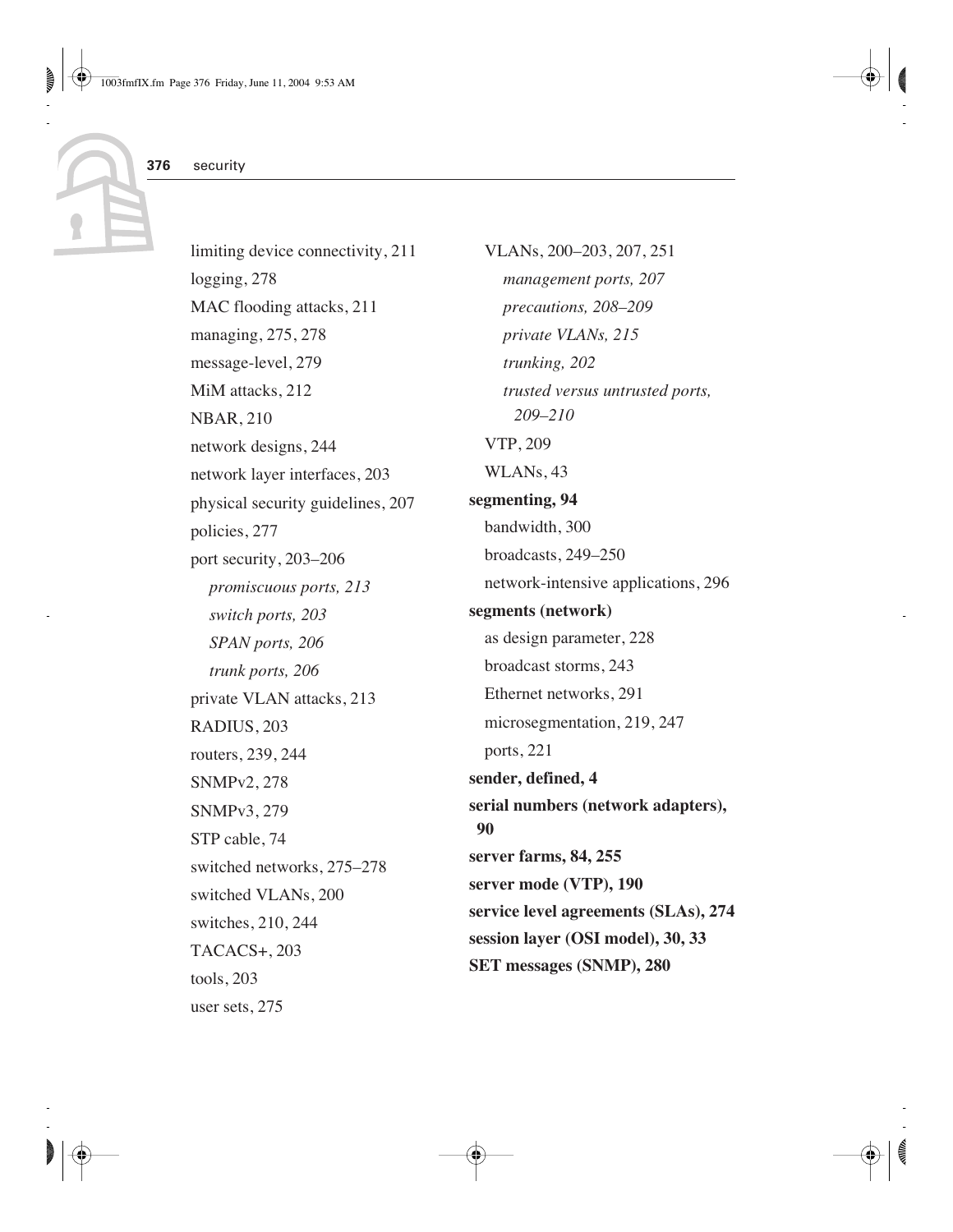limiting device connectivity, 211
logging, 278
MAC flooding attacks, 211
managing, 275, 278
message-level, 279
MiM attacks, 212
NBAR, 210
network designs, 244
network layer interfaces, 203
physical security guidelines, 207
policies, 277
port security, 203–206
  *promiscuous ports, 213*
  *switch ports, 203*
  *SPAN ports, 206*
  *trunk ports, 206*
private VLAN attacks, 213
RADIUS, 203
routers, 239, 244
SNMPv2, 278
SNMPv3, 279
STP cable, 74
switched networks, 275–278
switched VLANs, 200
switches, 210, 244
TACACS+, 203
tools, 203
user sets, 275
VLANs, 200–203, 207, 251
  *management ports, 207*
  *precautions, 208–209*
  *private VLANs, 215*
  *trunking, 202*
  *trusted versus untrusted ports, 209–210*
VTP, 209
WLANs, 43

**segmenting, 94**
bandwidth, 300
broadcasts, 249–250
network-intensive applications, 296

**segments (network)**
as design parameter, 228
broadcast storms, 243
Ethernet networks, 291
microsegmentation, 219, 247
ports, 221

**sender, defined, 4**

**serial numbers (network adapters), 90**

**server farms, 84, 255**

**server mode (VTP), 190**

**service level agreements (SLAs), 274**

**session layer (OSI model), 30, 33**

**SET messages (SNMP), 280**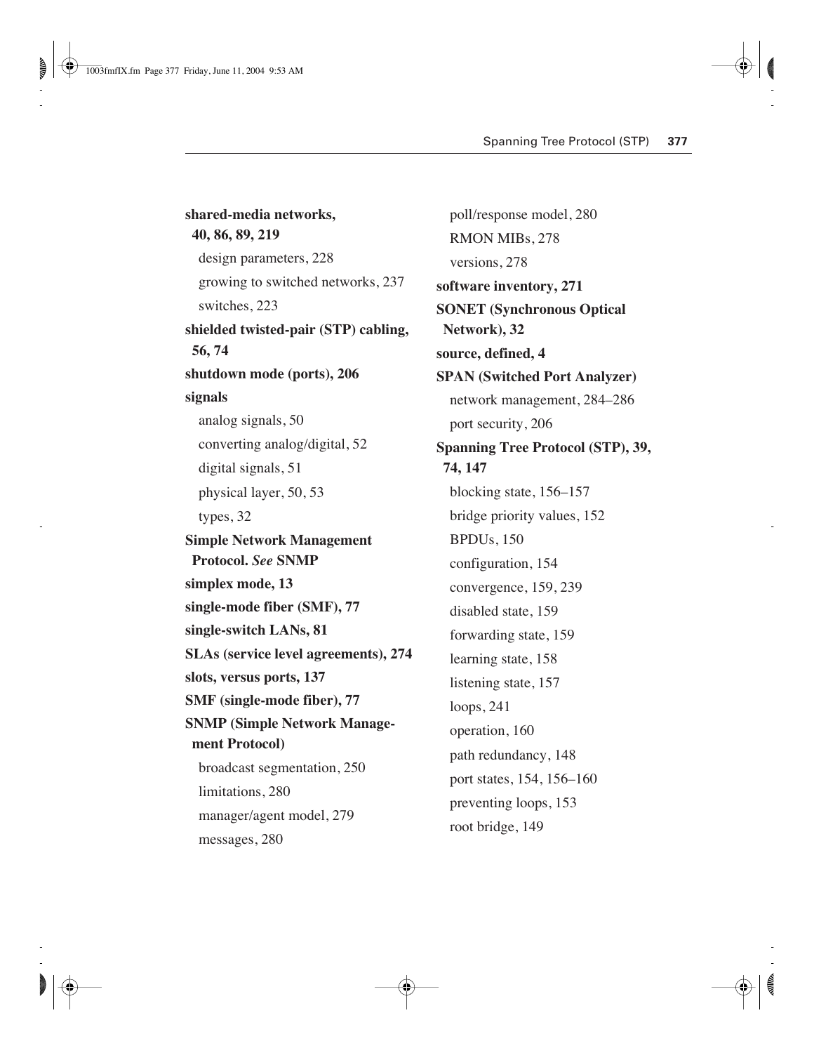**shared-media networks, 40, 86, 89, 219**
- design parameters, 228
- growing to switched networks, 237
- switches, 223

**shielded twisted-pair (STP) cabling, 56, 74**

**shutdown mode (ports), 206**

**signals**
- analog signals, 50
- converting analog/digital, 52
- digital signals, 51
- physical layer, 50, 53
- types, 32

**Simple Network Management Protocol. *See* SNMP**

**simplex mode, 13**

**single-mode fiber (SMF), 77**

**single-switch LANs, 81**

**SLAs (service level agreements), 274**

**slots, versus ports, 137**

**SMF (single-mode fiber), 77**

**SNMP (Simple Network Management Protocol)**
- broadcast segmentation, 250
- limitations, 280
- manager/agent model, 279
- messages, 280
- poll/response model, 280
- RMON MIBs, 278
- versions, 278

**software inventory, 271**

**SONET (Synchronous Optical Network), 32**

**source, defined, 4**

**SPAN (Switched Port Analyzer)**
- network management, 284–286
- port security, 206

**Spanning Tree Protocol (STP), 39, 74, 147**
- blocking state, 156–157
- bridge priority values, 152
- BPDUs, 150
- configuration, 154
- convergence, 159, 239
- disabled state, 159
- forwarding state, 159
- learning state, 158
- listening state, 157
- loops, 241
- operation, 160
- path redundancy, 148
- port states, 154, 156–160
- preventing loops, 153
- root bridge, 149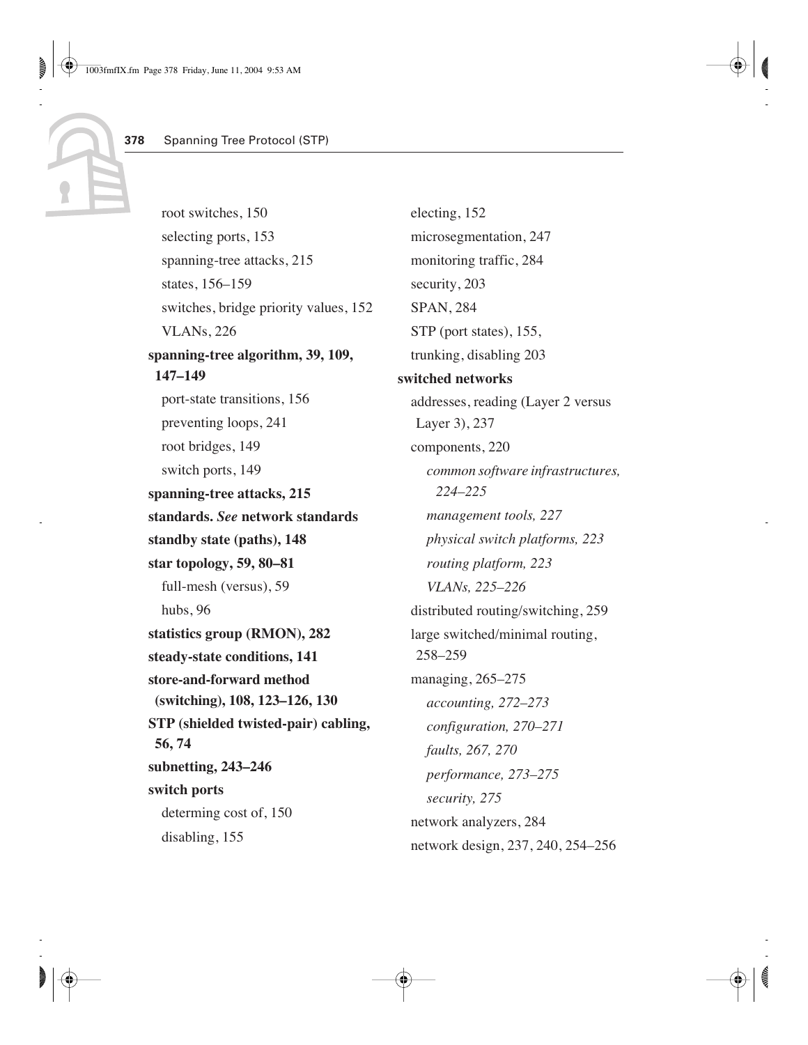root switches, 150

selecting ports, 153

spanning-tree attacks, 215

states, 156–159

switches, bridge priority values, 152

VLANs, 226

**spanning-tree algorithm, 39, 109, 147–149**

port-state transitions, 156

preventing loops, 241

root bridges, 149

switch ports, 149

**spanning-tree attacks, 215**

**standards. *See* network standards**

**standby state (paths), 148**

**star topology, 59, 80–81**

full-mesh (versus), 59

hubs, 96

**statistics group (RMON), 282**

**steady-state conditions, 141**

**store-and-forward method (switching), 108, 123–126, 130**

**STP (shielded twisted-pair) cabling, 56, 74**

**subnetting, 243–246**

**switch ports**

determing cost of, 150

disabling, 155

electing, 152

microsegmentation, 247

monitoring traffic, 284

security, 203

SPAN, 284

STP (port states), 155,

trunking, disabling 203

**switched networks**

addresses, reading (Layer 2 versus Layer 3), 237

components, 220

*common software infrastructures, 224–225*

*management tools, 227*

*physical switch platforms, 223*

*routing platform, 223*

*VLANs, 225–226*

distributed routing/switching, 259

large switched/minimal routing, 258–259

managing, 265–275

*accounting, 272–273*

*configuration, 270–271*

*faults, 267, 270*

*performance, 273–275*

*security, 275*

network analyzers, 284

network design, 237, 240, 254–256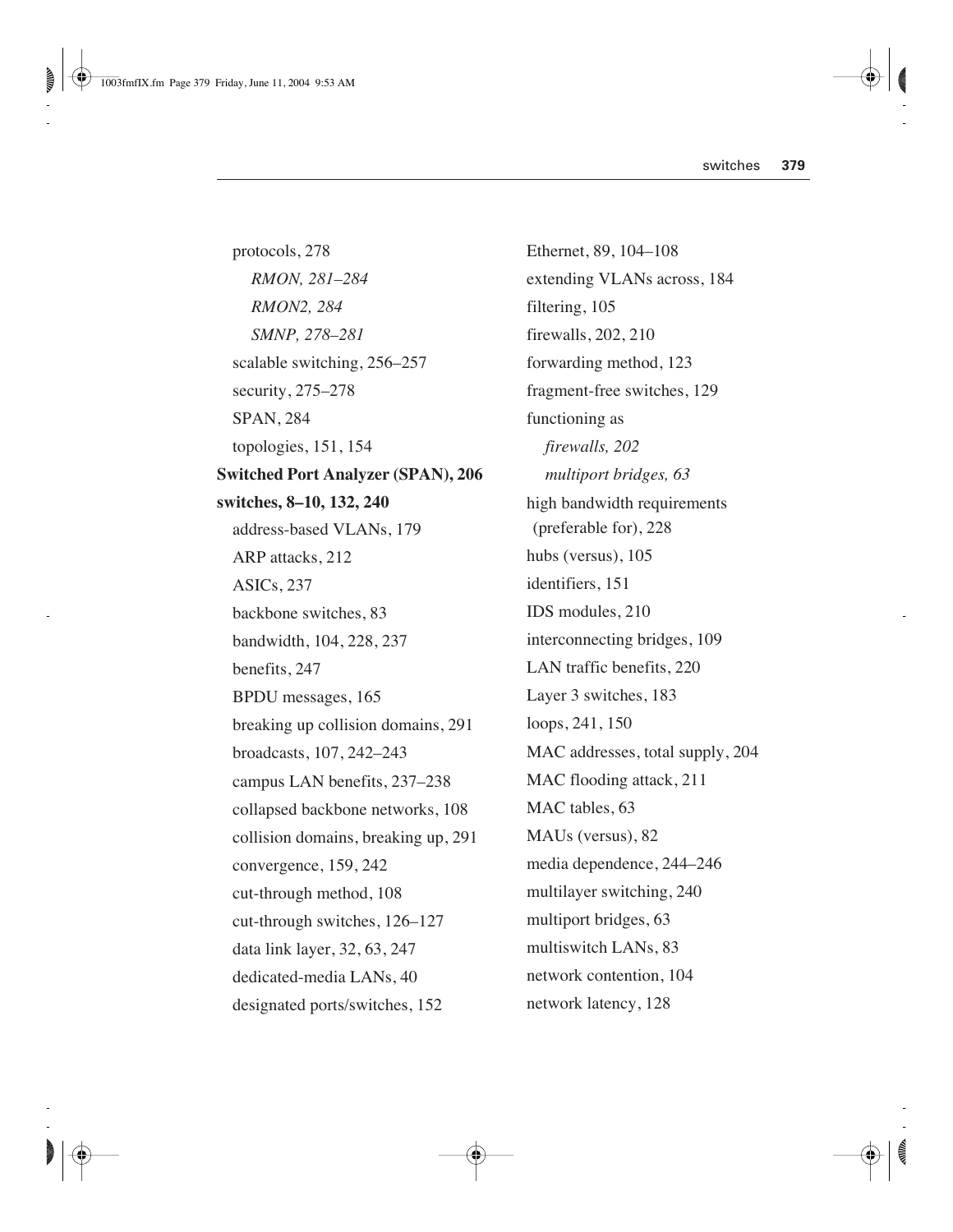protocols, 278

*RMON, 281–284*

*RMON2, 284*

*SMNP, 278–281*

scalable switching, 256–257

security, 275–278

SPAN, 284

topologies, 151, 154

**Switched Port Analyzer (SPAN), 206**

**switches, 8–10, 132, 240**

address-based VLANs, 179

ARP attacks, 212

ASICs, 237

backbone switches, 83

bandwidth, 104, 228, 237

benefits, 247

BPDU messages, 165

breaking up collision domains, 291

broadcasts, 107, 242–243

campus LAN benefits, 237–238

collapsed backbone networks, 108

collision domains, breaking up, 291

convergence, 159, 242

cut-through method, 108

cut-through switches, 126–127

data link layer, 32, 63, 247

dedicated-media LANs, 40

designated ports/switches, 152

Ethernet, 89, 104–108

extending VLANs across, 184

filtering, 105

firewalls, 202, 210

forwarding method, 123

fragment-free switches, 129

functioning as

*firewalls, 202*

*multiport bridges, 63*

high bandwidth requirements (preferable for), 228

hubs (versus), 105

identifiers, 151

IDS modules, 210

interconnecting bridges, 109

LAN traffic benefits, 220

Layer 3 switches, 183

loops, 241, 150

MAC addresses, total supply, 204

MAC flooding attack, 211

MAC tables, 63

MAUs (versus), 82

media dependence, 244–246

multilayer switching, 240

multiport bridges, 63

multiswitch LANs, 83

network contention, 104

network latency, 128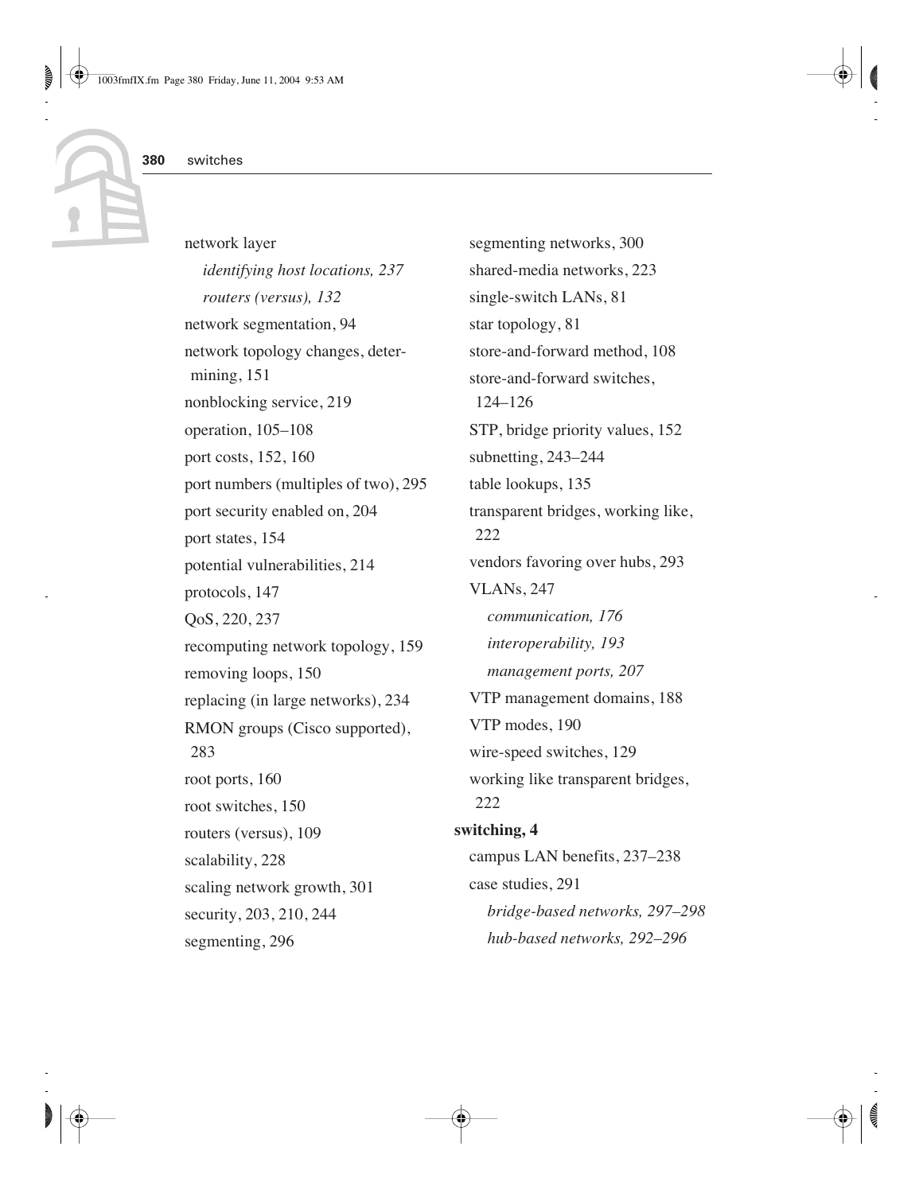network layer

*identifying host locations, 237*

*routers (versus), 132*

network segmentation, 94

network topology changes, determining, 151

nonblocking service, 219

operation, 105–108

port costs, 152, 160

port numbers (multiples of two), 295

port security enabled on, 204

port states, 154

potential vulnerabilities, 214

protocols, 147

QoS, 220, 237

recomputing network topology, 159

removing loops, 150

replacing (in large networks), 234

RMON groups (Cisco supported), 283

root ports, 160

root switches, 150

routers (versus), 109

scalability, 228

scaling network growth, 301

security, 203, 210, 244

segmenting, 296

segmenting networks, 300

shared-media networks, 223

single-switch LANs, 81

star topology, 81

store-and-forward method, 108

store-and-forward switches, 124–126

STP, bridge priority values, 152

subnetting, 243–244

table lookups, 135

transparent bridges, working like, 222

vendors favoring over hubs, 293

VLANs, 247

*communication, 176*

*interoperability, 193*

*management ports, 207*

VTP management domains, 188

VTP modes, 190

wire-speed switches, 129

working like transparent bridges, 222

**switching, 4**

campus LAN benefits, 237–238

case studies, 291

*bridge-based networks, 297–298*

*hub-based networks, 292–296*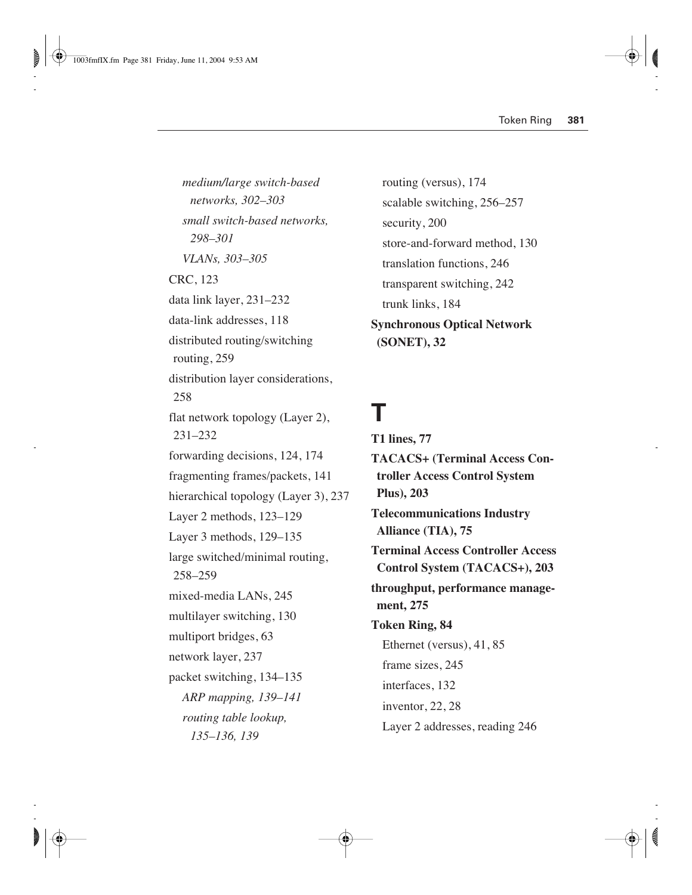- *medium/large switch-based networks, 302–303*
- *small switch-based networks, 298–301*
- *VLANs, 303–305*

CRC, 123
data link layer, 231–232
data-link addresses, 118
distributed routing/switching routing, 259
distribution layer considerations, 258
flat network topology (Layer 2), 231–232
forwarding decisions, 124, 174
fragmenting frames/packets, 141
hierarchical topology (Layer 3), 237
Layer 2 methods, 123–129
Layer 3 methods, 129–135
large switched/minimal routing, 258–259
mixed-media LANs, 245
multilayer switching, 130
multiport bridges, 63
network layer, 237
packet switching, 134–135

- *ARP mapping, 139–141*
- *routing table lookup, 135–136, 139*

routing (versus), 174
scalable switching, 256–257
security, 200
store-and-forward method, 130
translation functions, 246
transparent switching, 242
trunk links, 184

**Synchronous Optical Network (SONET), 32**

# T

**T1 lines, 77**

**TACACS+ (Terminal Access Controller Access Control System Plus), 203**

**Telecommunications Industry Alliance (TIA), 75**

**Terminal Access Controller Access Control System (TACACS+), 203**

**throughput, performance management, 275**

**Token Ring, 84**

Ethernet (versus), 41, 85
frame sizes, 245
interfaces, 132
inventor, 22, 28
Layer 2 addresses, reading 246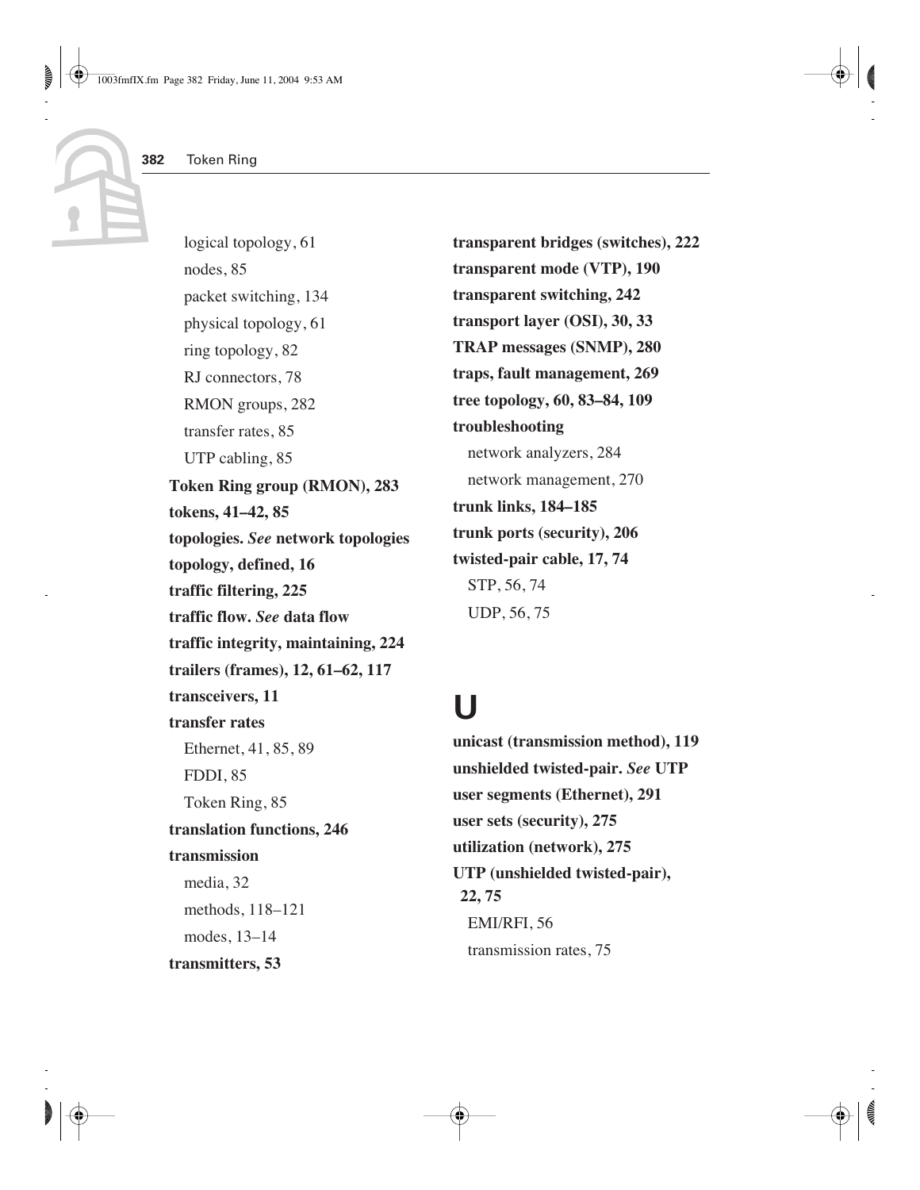logical topology, 61
nodes, 85
packet switching, 134
physical topology, 61
ring topology, 82
RJ connectors, 78
RMON groups, 282
transfer rates, 85
UTP cabling, 85

**Token Ring group (RMON), 283**
**tokens, 41–42, 85**
**topologies. *See* network topologies**
**topology, defined, 16**
**traffic filtering, 225**
**traffic flow. *See* data flow**
**traffic integrity, maintaining, 224**
**trailers (frames), 12, 61–62, 117**
**transceivers, 11**
**transfer rates**

Ethernet, 41, 85, 89
FDDI, 85
Token Ring, 85

**translation functions, 246**
**transmission**

media, 32
methods, 118–121
modes, 13–14

**transmitters, 53**
**transparent bridges (switches), 222**
**transparent mode (VTP), 190**
**transparent switching, 242**
**transport layer (OSI), 30, 33**
**TRAP messages (SNMP), 280**
**traps, fault management, 269**
**tree topology, 60, 83–84, 109**
**troubleshooting**

network analyzers, 284
network management, 270

**trunk links, 184–185**
**trunk ports (security), 206**
**twisted-pair cable, 17, 74**

STP, 56, 74
UDP, 56, 75

# U

**unicast (transmission method), 119**
**unshielded twisted-pair. *See* UTP**
**user segments (Ethernet), 291**
**user sets (security), 275**
**utilization (network), 275**
**UTP (unshielded twisted-pair), 22, 75**

EMI/RFI, 56
transmission rates, 75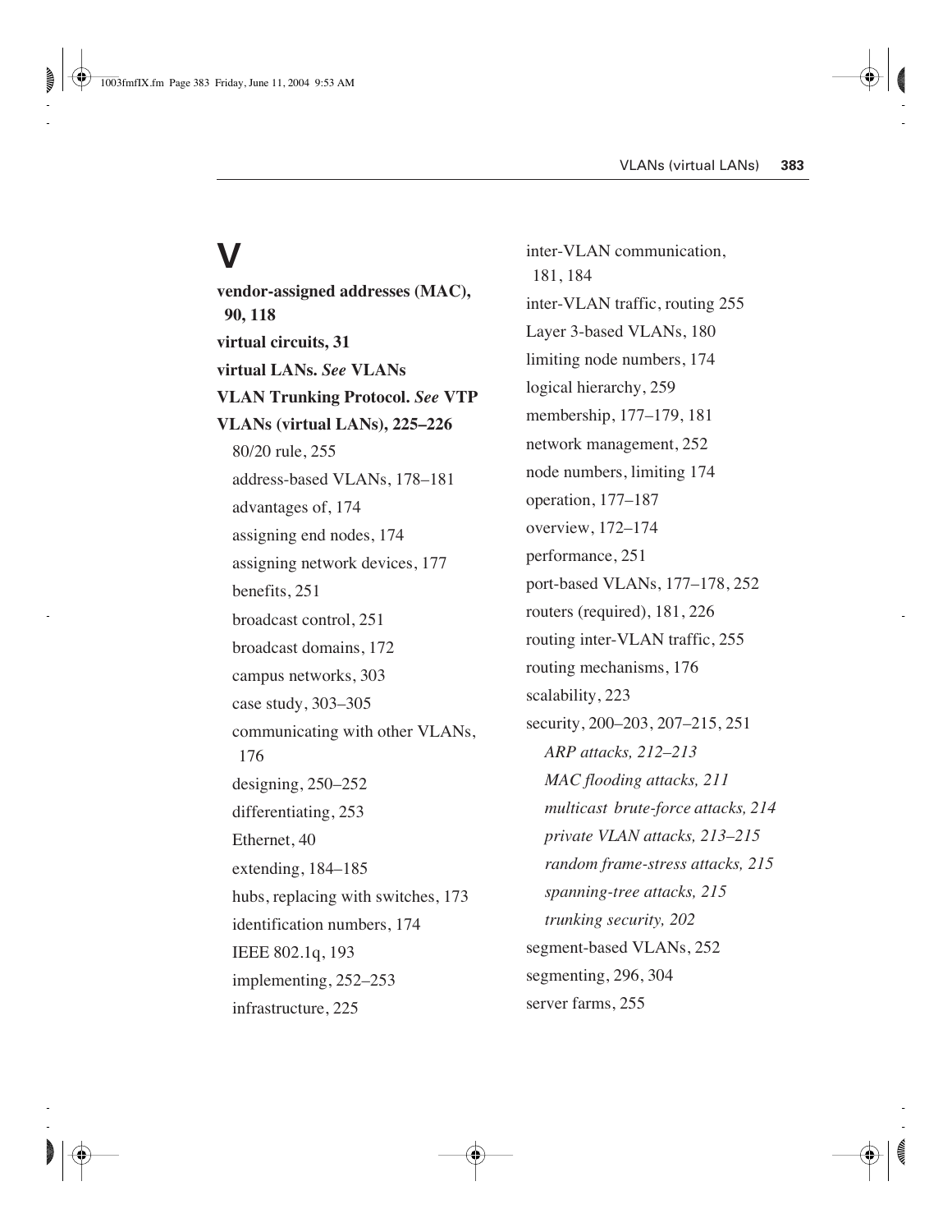# V

**vendor-assigned addresses (MAC), 90, 118**

**virtual circuits, 31**

**virtual LANs.** ***See*** **VLANs**

**VLAN Trunking Protocol.** ***See*** **VTP**

**VLANs (virtual LANs), 225–226**

- 80/20 rule, 255
- address-based VLANs, 178–181
- advantages of, 174
- assigning end nodes, 174
- assigning network devices, 177
- benefits, 251
- broadcast control, 251
- broadcast domains, 172
- campus networks, 303
- case study, 303–305
- communicating with other VLANs, 176
- designing, 250–252
- differentiating, 253
- Ethernet, 40
- extending, 184–185
- hubs, replacing with switches, 173
- identification numbers, 174
- IEEE 802.1q, 193
- implementing, 252–253
- infrastructure, 225
- inter-VLAN communication, 181, 184
- inter-VLAN traffic, routing 255
- Layer 3-based VLANs, 180
- limiting node numbers, 174
- logical hierarchy, 259
- membership, 177–179, 181
- network management, 252
- node numbers, limiting 174
- operation, 177–187
- overview, 172–174
- performance, 251
- port-based VLANs, 177–178, 252
- routers (required), 181, 226
- routing inter-VLAN traffic, 255
- routing mechanisms, 176
- scalability, 223
- security, 200–203, 207–215, 251
  - *ARP attacks, 212–213*
  - *MAC flooding attacks, 211*
  - *multicast brute-force attacks, 214*
  - *private VLAN attacks, 213–215*
  - *random frame-stress attacks, 215*
  - *spanning-tree attacks, 215*
  - *trunking security, 202*
- segment-based VLANs, 252
- segmenting, 296, 304
- server farms, 255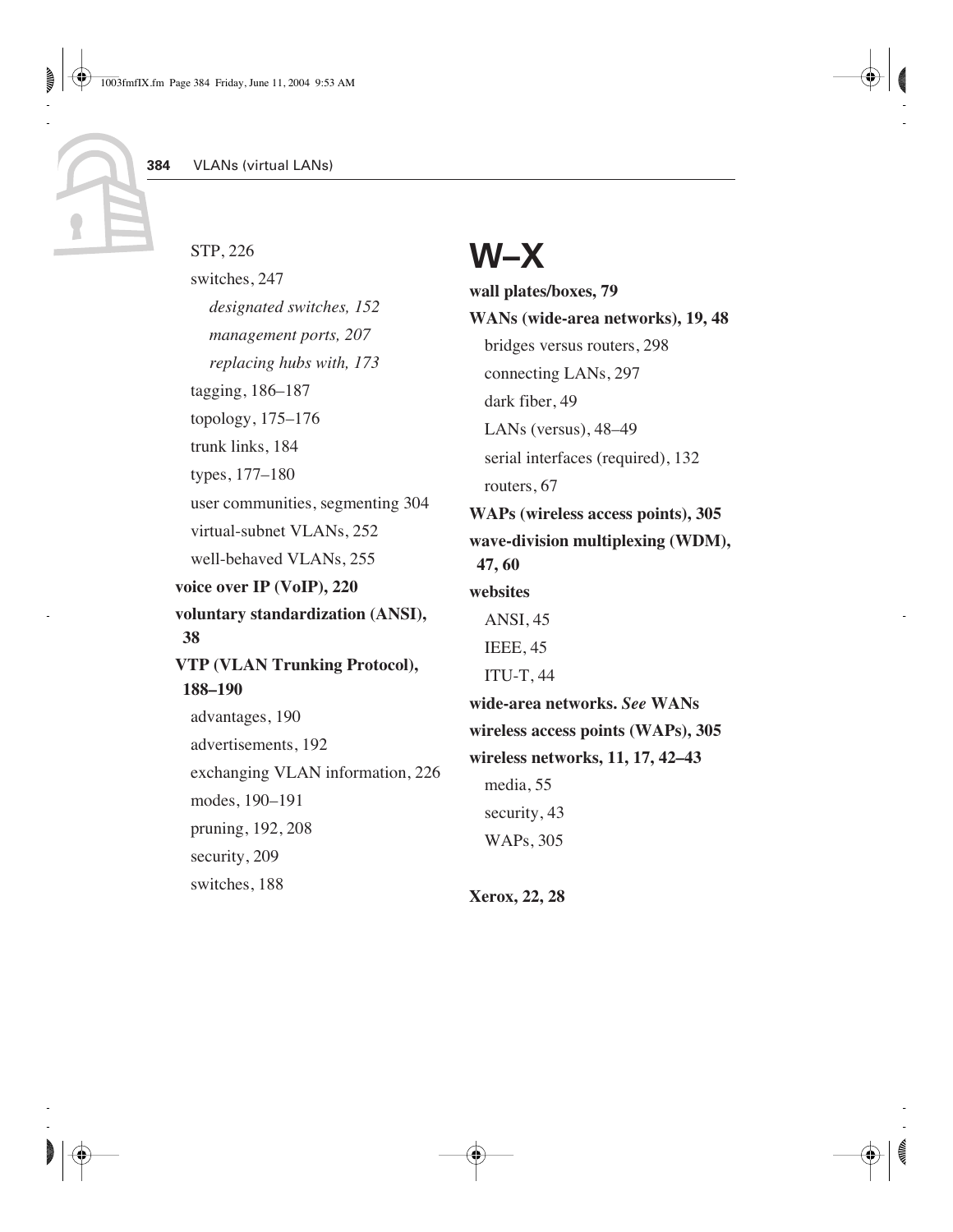STP, 226
  switches, 247
    *designated switches, 152*
    *management ports, 207*
    *replacing hubs with, 173*
  tagging, 186–187
  topology, 175–176
  trunk links, 184
  types, 177–180
  user communities, segmenting 304
  virtual-subnet VLANs, 252
  well-behaved VLANs, 255

**voice over IP (VoIP), 220**

**voluntary standardization (ANSI), 38**

**VTP (VLAN Trunking Protocol), 188–190**
  advantages, 190
  advertisements, 192
  exchanging VLAN information, 226
  modes, 190–191
  pruning, 192, 208
  security, 209
  switches, 188

# W–X

**wall plates/boxes, 79**

**WANs (wide-area networks), 19, 48**
  bridges versus routers, 298
  connecting LANs, 297
  dark fiber, 49
  LANs (versus), 48–49
  serial interfaces (required), 132
  routers, 67

**WAPs (wireless access points), 305**

**wave-division multiplexing (WDM), 47, 60**

**websites**
  ANSI, 45
  IEEE, 45
  ITU-T, 44

**wide-area networks. *See* WANs**

**wireless access points (WAPs), 305**

**wireless networks, 11, 17, 42–43**
  media, 55
  security, 43
  WAPs, 305

**Xerox, 22, 28**